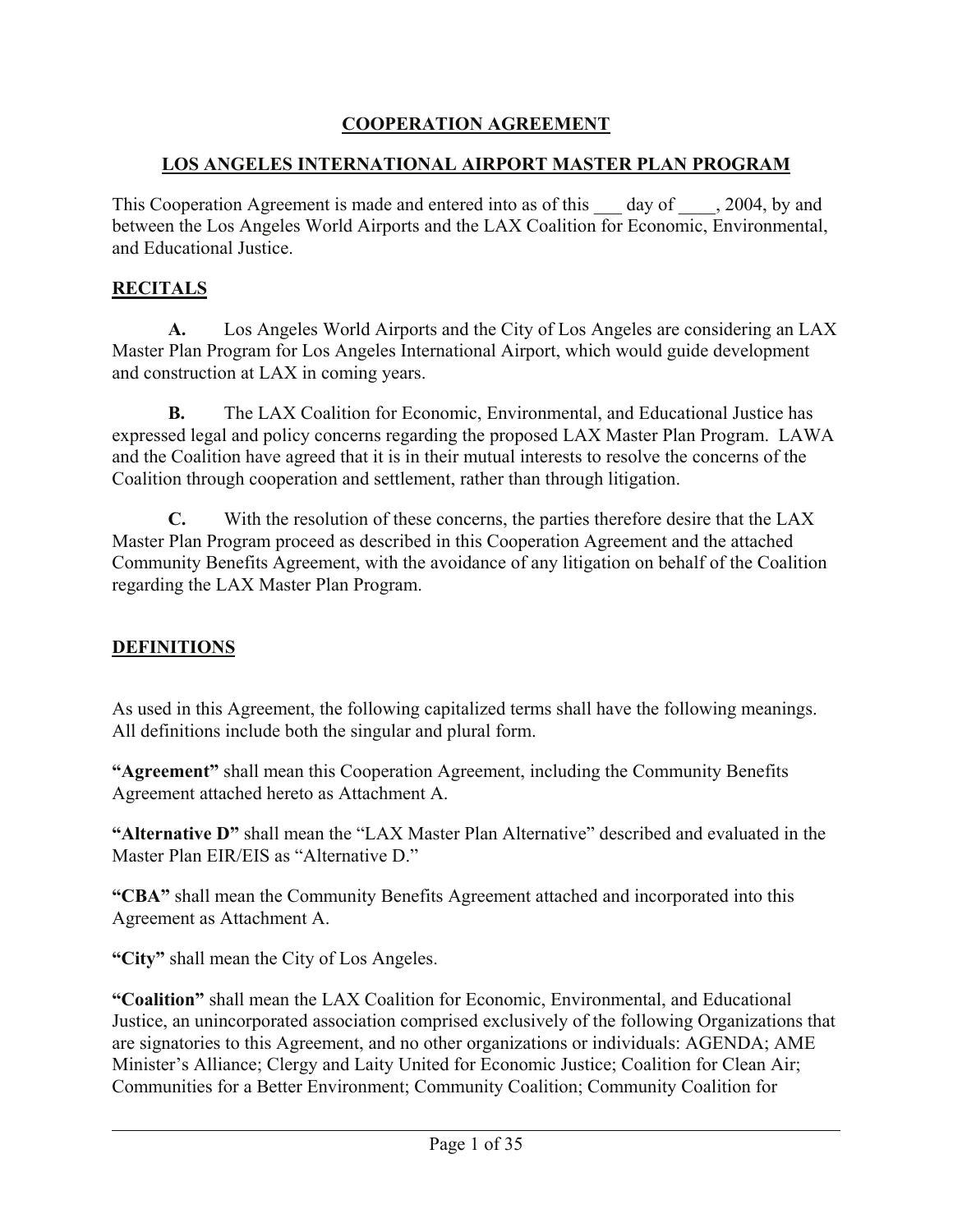# COOPERATION AGREEMENT

## LOS ANGELES INTERNATIONAL AIRPORT MASTER PLAN PROGRAM

This Cooperation Agreement is made and entered into as of this ___ day of ____, 2004, by and between the Los Angeles World Airports and the LAX Coalition for Economic, Environmental, and Educational Justice.

## RECITALS

**A.** Los Angeles World Airports and the City of Los Angeles are considering an LAX Master Plan Program for Los Angeles International Airport, which would guide development and construction at LAX in coming years.

**B.** The LAX Coalition for Economic, Environmental, and Educational Justice has expressed legal and policy concerns regarding the proposed LAX Master Plan Program. LAWA and the Coalition have agreed that it is in their mutual interests to resolve the concerns of the Coalition through cooperation and settlement, rather than through litigation.

**C.** With the resolution of these concerns, the parties therefore desire that the LAX Master Plan Program proceed as described in this Cooperation Agreement and the attached Community Benefits Agreement, with the avoidance of any litigation on behalf of the Coalition regarding the LAX Master Plan Program.

## DEFINITIONS

As used in this Agreement, the following capitalized terms shall have the following meanings. All definitions include both the singular and plural form.

**"Agreement"** shall mean this Cooperation Agreement, including the Community Benefits Agreement attached hereto as Attachment A.

**"Alternative D"** shall mean the "LAX Master Plan Alternative" described and evaluated in the Master Plan EIR/EIS as "Alternative D."

**"CBA"** shall mean the Community Benefits Agreement attached and incorporated into this Agreement as Attachment A.

**"City"** shall mean the City of Los Angeles.

**"Coalition"** shall mean the LAX Coalition for Economic, Environmental, and Educational Justice, an unincorporated association comprised exclusively of the following Organizations that are signatories to this Agreement, and no other organizations or individuals: AGENDA; AME Minister's Alliance; Clergy and Laity United for Economic Justice; Coalition for Clean Air; Communities for a Better Environment; Community Coalition; Community Coalition for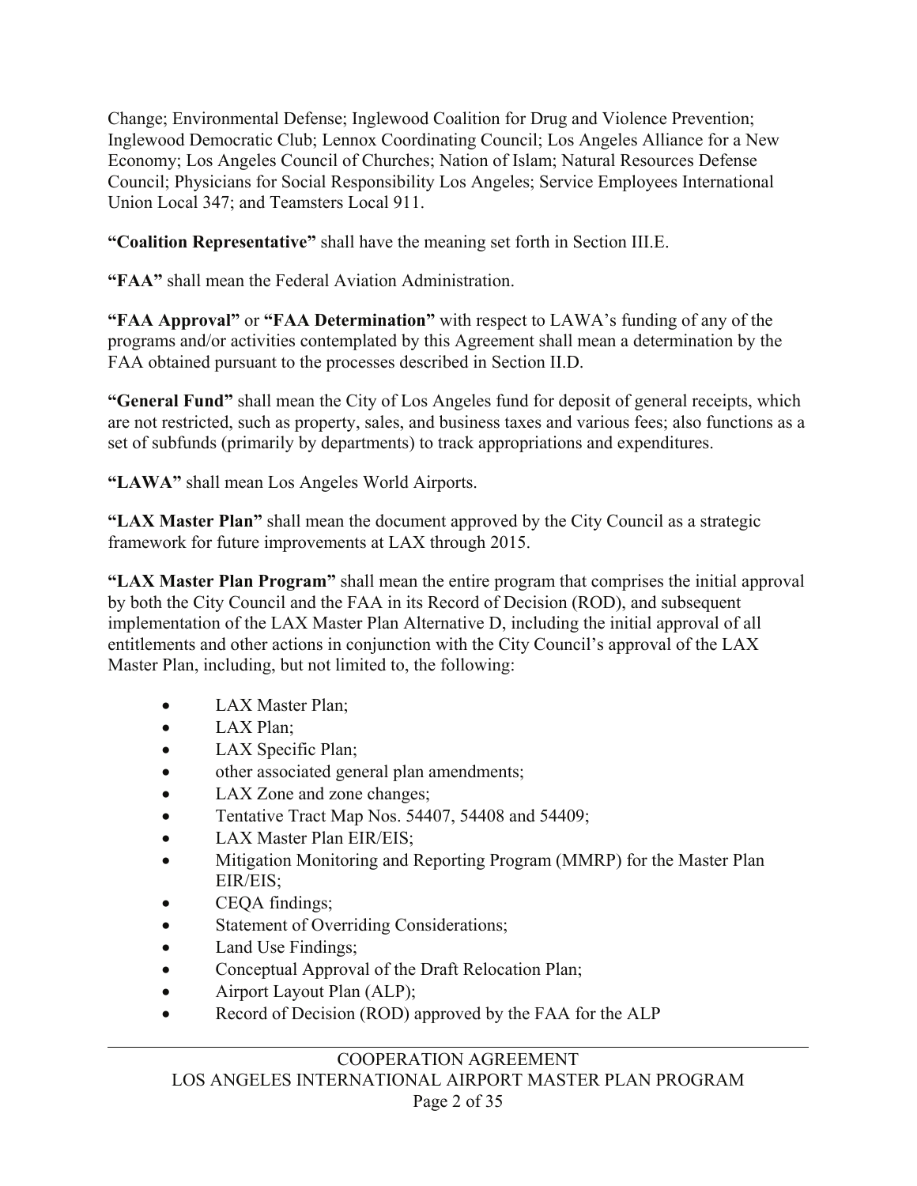Change; Environmental Defense; Inglewood Coalition for Drug and Violence Prevention; Inglewood Democratic Club; Lennox Coordinating Council; Los Angeles Alliance for a New Economy; Los Angeles Council of Churches; Nation of Islam; Natural Resources Defense Council; Physicians for Social Responsibility Los Angeles; Service Employees International Union Local 347; and Teamsters Local 911.

**"Coalition Representative"** shall have the meaning set forth in Section III.E.

**"FAA"** shall mean the Federal Aviation Administration.

**"FAA Approval"** or **"FAA Determination"** with respect to LAWA's funding of any of the programs and/or activities contemplated by this Agreement shall mean a determination by the FAA obtained pursuant to the processes described in Section II.D.

**"General Fund"** shall mean the City of Los Angeles fund for deposit of general receipts, which are not restricted, such as property, sales, and business taxes and various fees; also functions as a set of subfunds (primarily by departments) to track appropriations and expenditures.

**"LAWA"** shall mean Los Angeles World Airports.

**"LAX Master Plan"** shall mean the document approved by the City Council as a strategic framework for future improvements at LAX through 2015.

**"LAX Master Plan Program"** shall mean the entire program that comprises the initial approval by both the City Council and the FAA in its Record of Decision (ROD), and subsequent implementation of the LAX Master Plan Alternative D, including the initial approval of all entitlements and other actions in conjunction with the City Council's approval of the LAX Master Plan, including, but not limited to, the following:

- LAX Master Plan;
- LAX Plan;
- LAX Specific Plan;
- other associated general plan amendments;
- LAX Zone and zone changes;
- Tentative Tract Map Nos. 54407, 54408 and 54409;
- LAX Master Plan EIR/EIS;
- Mitigation Monitoring and Reporting Program (MMRP) for the Master Plan EIR/EIS;
- CEQA findings;
- Statement of Overriding Considerations;
- Land Use Findings;
- Conceptual Approval of the Draft Relocation Plan;
- Airport Layout Plan (ALP);
- Record of Decision (ROD) approved by the FAA for the ALP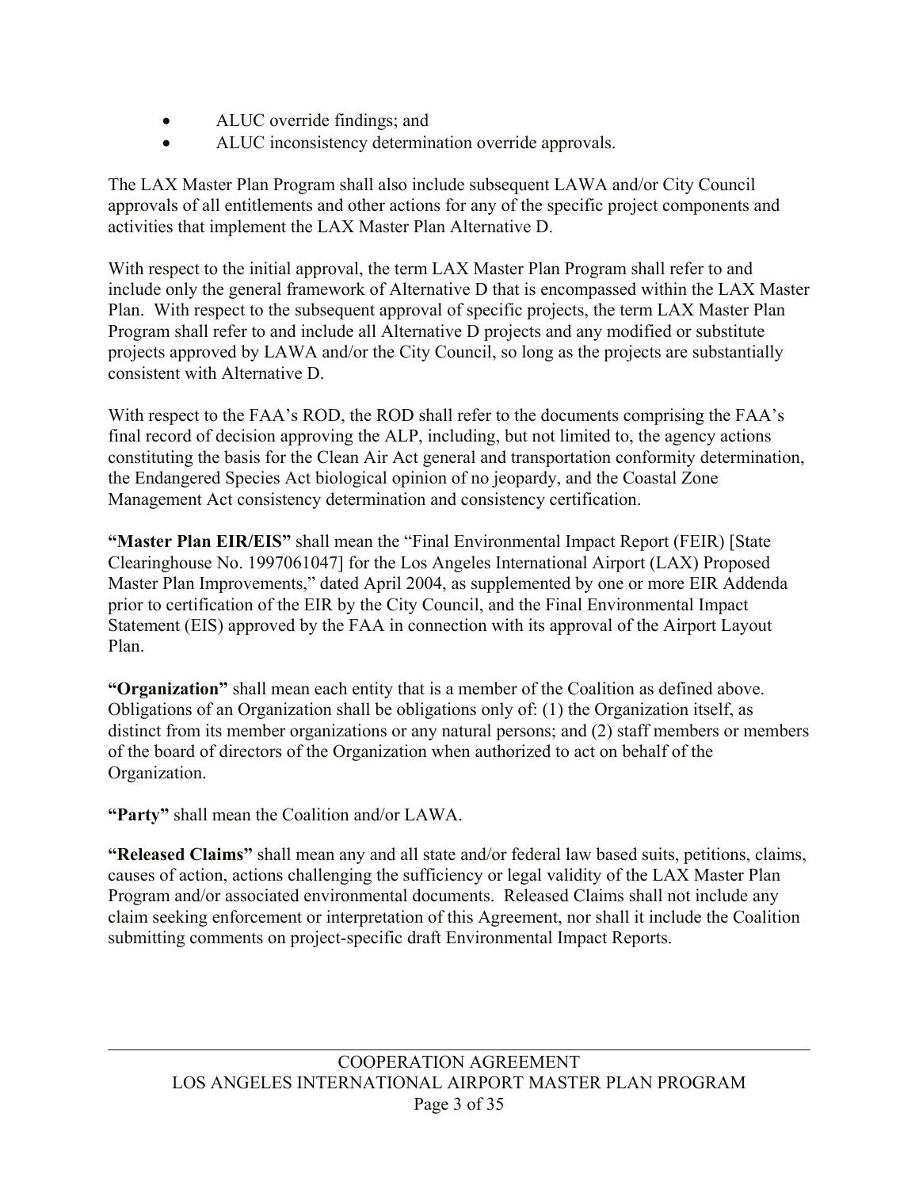- ALUC override findings; and
- ALUC inconsistency determination override approvals.

The LAX Master Plan Program shall also include subsequent LAWA and/or City Council approvals of all entitlements and other actions for any of the specific project components and activities that implement the LAX Master Plan Alternative D.

With respect to the initial approval, the term LAX Master Plan Program shall refer to and include only the general framework of Alternative D that is encompassed within the LAX Master Plan. With respect to the subsequent approval of specific projects, the term LAX Master Plan Program shall refer to and include all Alternative D projects and any modified or substitute projects approved by LAWA and/or the City Council, so long as the projects are substantially consistent with Alternative D.

With respect to the FAA's ROD, the ROD shall refer to the documents comprising the FAA's final record of decision approving the ALP, including, but not limited to, the agency actions constituting the basis for the Clean Air Act general and transportation conformity determination, the Endangered Species Act biological opinion of no jeopardy, and the Coastal Zone Management Act consistency determination and consistency certification.

**"Master Plan EIR/EIS"** shall mean the "Final Environmental Impact Report (FEIR) [State Clearinghouse No. 1997061047] for the Los Angeles International Airport (LAX) Proposed Master Plan Improvements," dated April 2004, as supplemented by one or more EIR Addenda prior to certification of the EIR by the City Council, and the Final Environmental Impact Statement (EIS) approved by the FAA in connection with its approval of the Airport Layout Plan.

**"Organization"** shall mean each entity that is a member of the Coalition as defined above. Obligations of an Organization shall be obligations only of: (1) the Organization itself, as distinct from its member organizations or any natural persons; and (2) staff members or members of the board of directors of the Organization when authorized to act on behalf of the Organization.

**"Party"** shall mean the Coalition and/or LAWA.

**"Released Claims"** shall mean any and all state and/or federal law based suits, petitions, claims, causes of action, actions challenging the sufficiency or legal validity of the LAX Master Plan Program and/or associated environmental documents. Released Claims shall not include any claim seeking enforcement or interpretation of this Agreement, nor shall it include the Coalition submitting comments on project-specific draft Environmental Impact Reports.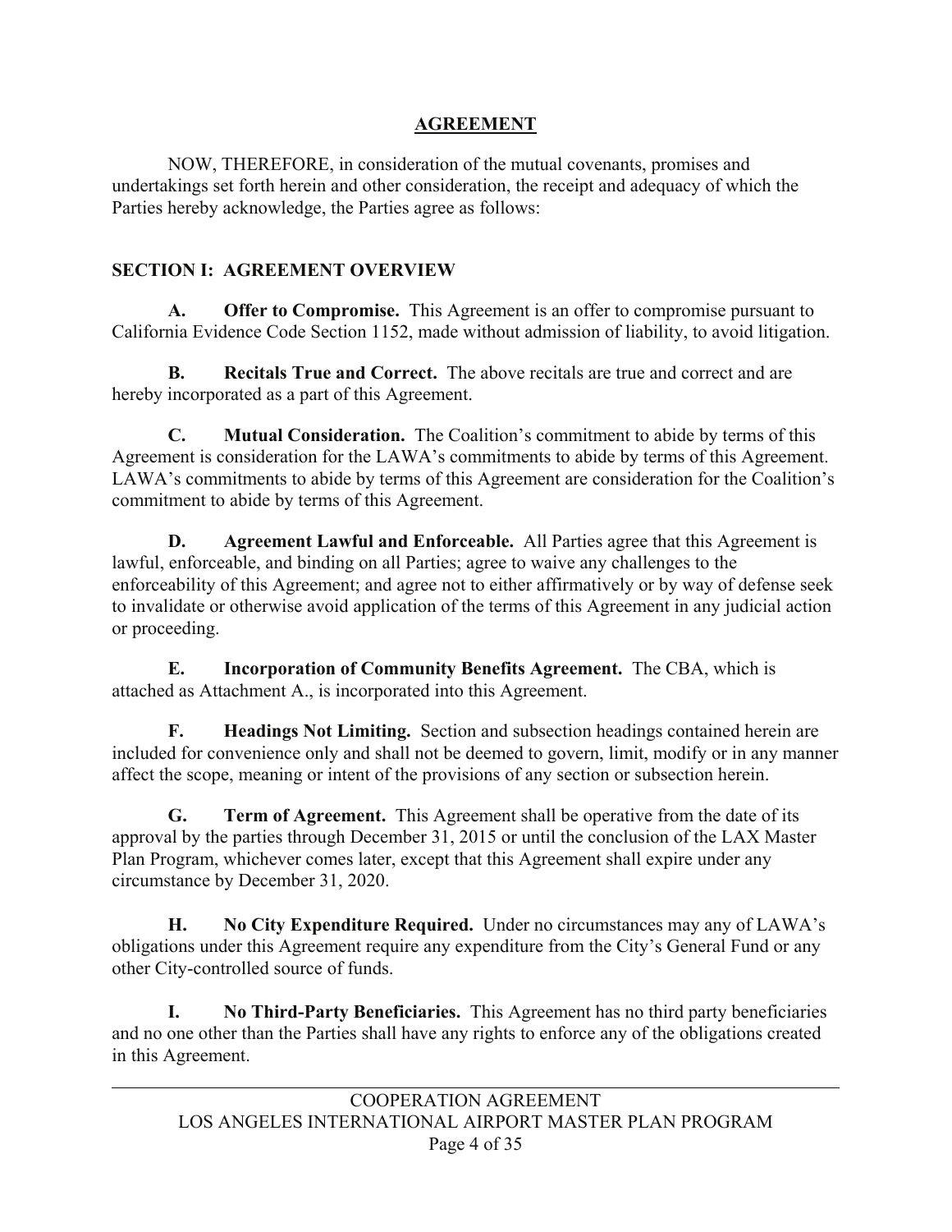## AGREEMENT

NOW, THEREFORE, in consideration of the mutual covenants, promises and undertakings set forth herein and other consideration, the receipt and adequacy of which the Parties hereby acknowledge, the Parties agree as follows:

### SECTION I: AGREEMENT OVERVIEW

**A. Offer to Compromise.** This Agreement is an offer to compromise pursuant to California Evidence Code Section 1152, made without admission of liability, to avoid litigation.

**B. Recitals True and Correct.** The above recitals are true and correct and are hereby incorporated as a part of this Agreement.

**C. Mutual Consideration.** The Coalition's commitment to abide by terms of this Agreement is consideration for the LAWA's commitments to abide by terms of this Agreement. LAWA's commitments to abide by terms of this Agreement are consideration for the Coalition's commitment to abide by terms of this Agreement.

**D. Agreement Lawful and Enforceable.** All Parties agree that this Agreement is lawful, enforceable, and binding on all Parties; agree to waive any challenges to the enforceability of this Agreement; and agree not to either affirmatively or by way of defense seek to invalidate or otherwise avoid application of the terms of this Agreement in any judicial action or proceeding.

**E. Incorporation of Community Benefits Agreement.** The CBA, which is attached as Attachment A., is incorporated into this Agreement.

**F. Headings Not Limiting.** Section and subsection headings contained herein are included for convenience only and shall not be deemed to govern, limit, modify or in any manner affect the scope, meaning or intent of the provisions of any section or subsection herein.

**G. Term of Agreement.** This Agreement shall be operative from the date of its approval by the parties through December 31, 2015 or until the conclusion of the LAX Master Plan Program, whichever comes later, except that this Agreement shall expire under any circumstance by December 31, 2020.

**H. No City Expenditure Required.** Under no circumstances may any of LAWA's obligations under this Agreement require any expenditure from the City's General Fund or any other City-controlled source of funds.

**I. No Third-Party Beneficiaries.** This Agreement has no third party beneficiaries and no one other than the Parties shall have any rights to enforce any of the obligations created in this Agreement.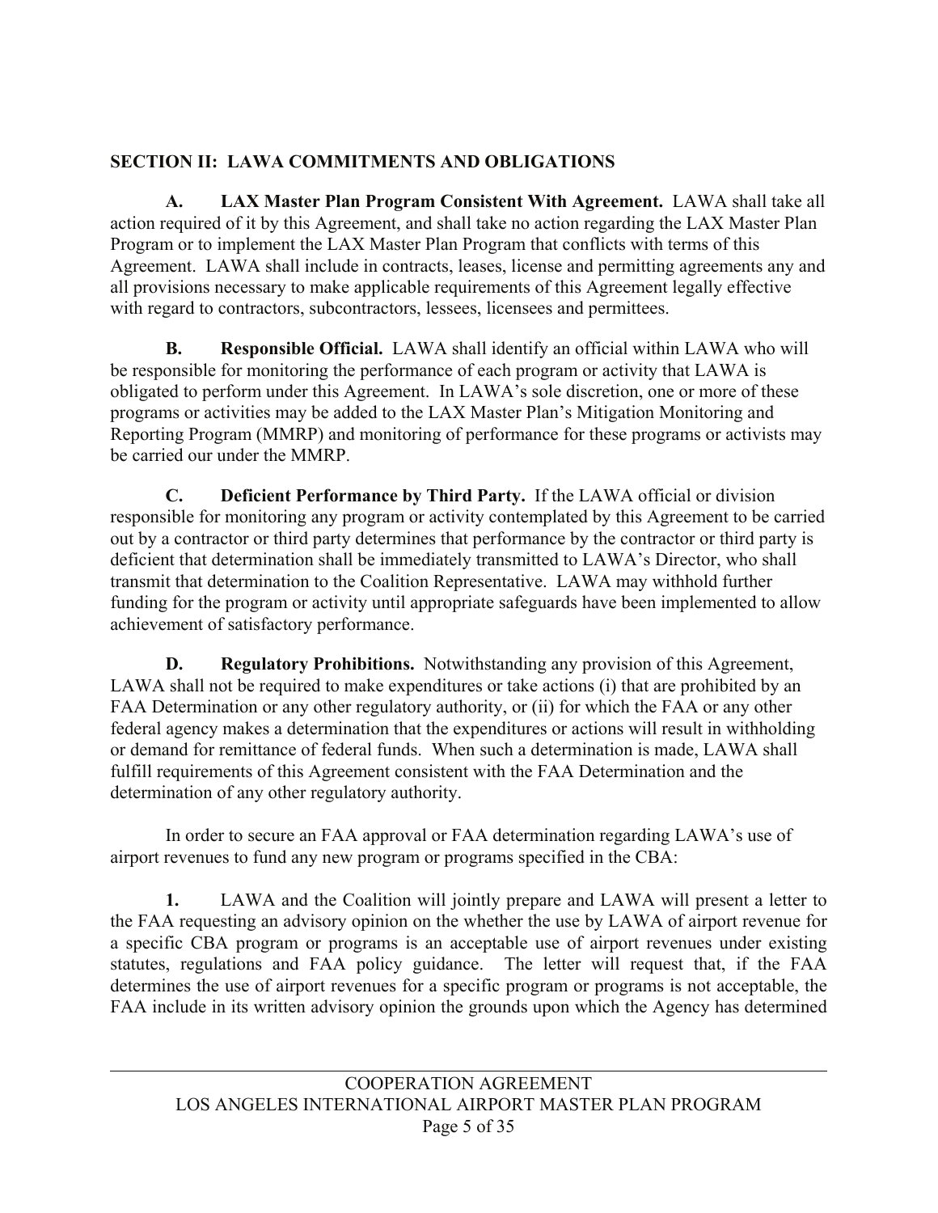## SECTION II: LAWA COMMITMENTS AND OBLIGATIONS

**A. LAX Master Plan Program Consistent With Agreement.** LAWA shall take all action required of it by this Agreement, and shall take no action regarding the LAX Master Plan Program or to implement the LAX Master Plan Program that conflicts with terms of this Agreement. LAWA shall include in contracts, leases, license and permitting agreements any and all provisions necessary to make applicable requirements of this Agreement legally effective with regard to contractors, subcontractors, lessees, licensees and permittees.

**B. Responsible Official.** LAWA shall identify an official within LAWA who will be responsible for monitoring the performance of each program or activity that LAWA is obligated to perform under this Agreement. In LAWA's sole discretion, one or more of these programs or activities may be added to the LAX Master Plan's Mitigation Monitoring and Reporting Program (MMRP) and monitoring of performance for these programs or activists may be carried our under the MMRP.

**C. Deficient Performance by Third Party.** If the LAWA official or division responsible for monitoring any program or activity contemplated by this Agreement to be carried out by a contractor or third party determines that performance by the contractor or third party is deficient that determination shall be immediately transmitted to LAWA's Director, who shall transmit that determination to the Coalition Representative. LAWA may withhold further funding for the program or activity until appropriate safeguards have been implemented to allow achievement of satisfactory performance.

**D. Regulatory Prohibitions.** Notwithstanding any provision of this Agreement, LAWA shall not be required to make expenditures or take actions (i) that are prohibited by an FAA Determination or any other regulatory authority, or (ii) for which the FAA or any other federal agency makes a determination that the expenditures or actions will result in withholding or demand for remittance of federal funds. When such a determination is made, LAWA shall fulfill requirements of this Agreement consistent with the FAA Determination and the determination of any other regulatory authority.

In order to secure an FAA approval or FAA determination regarding LAWA's use of airport revenues to fund any new program or programs specified in the CBA:

**1.** LAWA and the Coalition will jointly prepare and LAWA will present a letter to the FAA requesting an advisory opinion on the whether the use by LAWA of airport revenue for a specific CBA program or programs is an acceptable use of airport revenues under existing statutes, regulations and FAA policy guidance. The letter will request that, if the FAA determines the use of airport revenues for a specific program or programs is not acceptable, the FAA include in its written advisory opinion the grounds upon which the Agency has determined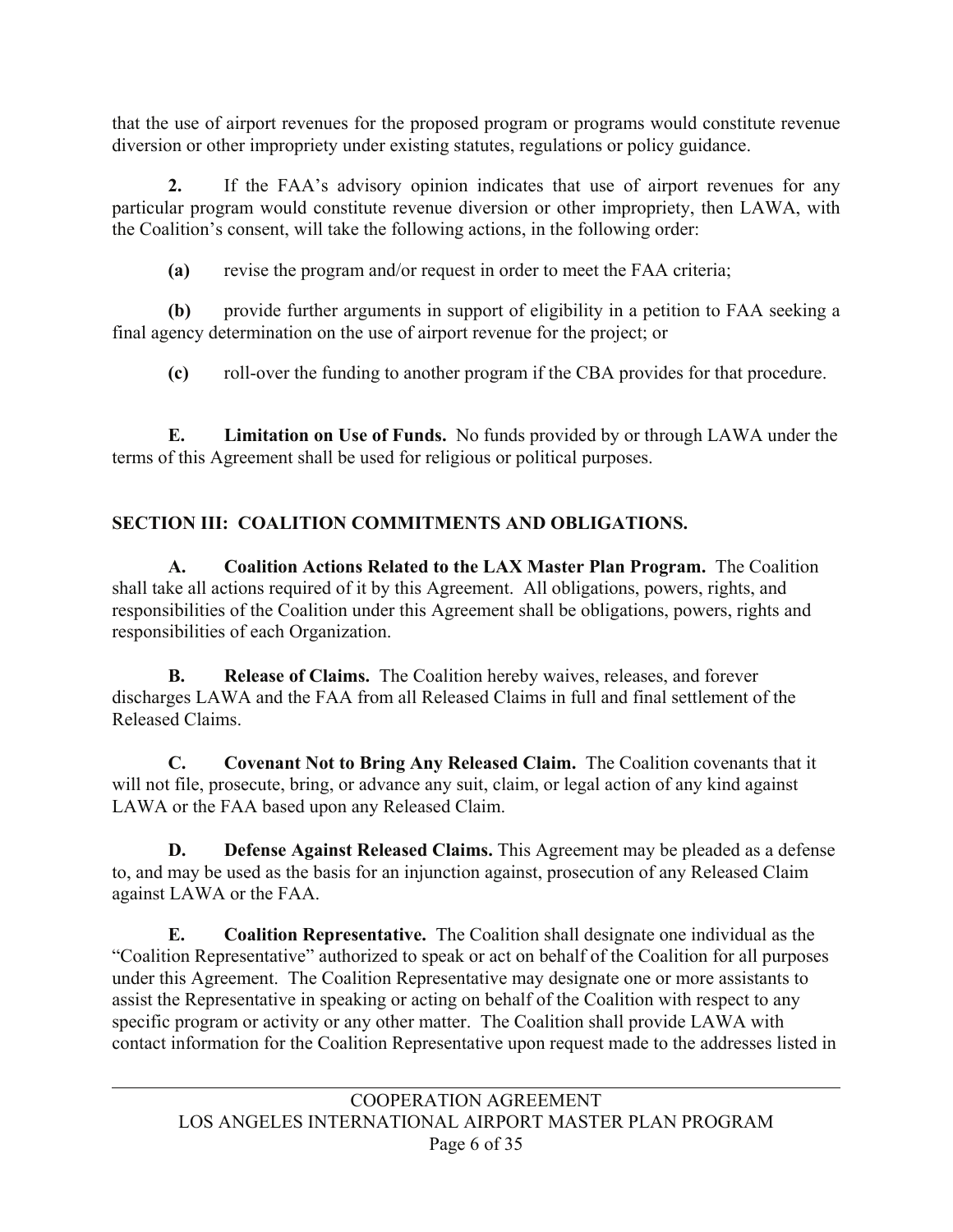that the use of airport revenues for the proposed program or programs would constitute revenue diversion or other impropriety under existing statutes, regulations or policy guidance.

**2.** If the FAA's advisory opinion indicates that use of airport revenues for any particular program would constitute revenue diversion or other impropriety, then LAWA, with the Coalition's consent, will take the following actions, in the following order:

**(a)** revise the program and/or request in order to meet the FAA criteria;

**(b)** provide further arguments in support of eligibility in a petition to FAA seeking a final agency determination on the use of airport revenue for the project; or

**(c)** roll-over the funding to another program if the CBA provides for that procedure.

**E. Limitation on Use of Funds.** No funds provided by or through LAWA under the terms of this Agreement shall be used for religious or political purposes.

## SECTION III: COALITION COMMITMENTS AND OBLIGATIONS.

**A. Coalition Actions Related to the LAX Master Plan Program.** The Coalition shall take all actions required of it by this Agreement. All obligations, powers, rights, and responsibilities of the Coalition under this Agreement shall be obligations, powers, rights and responsibilities of each Organization.

**B. Release of Claims.** The Coalition hereby waives, releases, and forever discharges LAWA and the FAA from all Released Claims in full and final settlement of the Released Claims.

**C. Covenant Not to Bring Any Released Claim.** The Coalition covenants that it will not file, prosecute, bring, or advance any suit, claim, or legal action of any kind against LAWA or the FAA based upon any Released Claim.

**D. Defense Against Released Claims.** This Agreement may be pleaded as a defense to, and may be used as the basis for an injunction against, prosecution of any Released Claim against LAWA or the FAA.

**E. Coalition Representative.** The Coalition shall designate one individual as the "Coalition Representative" authorized to speak or act on behalf of the Coalition for all purposes under this Agreement. The Coalition Representative may designate one or more assistants to assist the Representative in speaking or acting on behalf of the Coalition with respect to any specific program or activity or any other matter. The Coalition shall provide LAWA with contact information for the Coalition Representative upon request made to the addresses listed in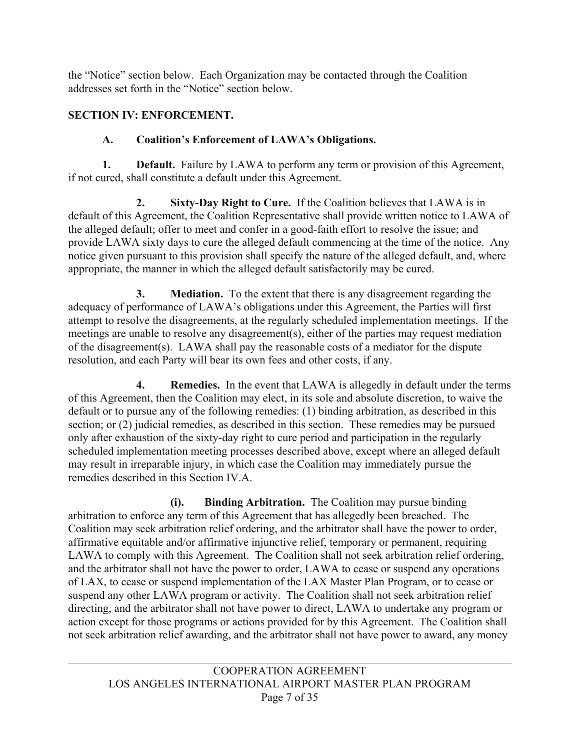the "Notice" section below. Each Organization may be contacted through the Coalition addresses set forth in the "Notice" section below.

## SECTION IV: ENFORCEMENT.

### A. Coalition's Enforcement of LAWA's Obligations.

**1. Default.** Failure by LAWA to perform any term or provision of this Agreement, if not cured, shall constitute a default under this Agreement.

**2. Sixty-Day Right to Cure.** If the Coalition believes that LAWA is in default of this Agreement, the Coalition Representative shall provide written notice to LAWA of the alleged default; offer to meet and confer in a good-faith effort to resolve the issue; and provide LAWA sixty days to cure the alleged default commencing at the time of the notice. Any notice given pursuant to this provision shall specify the nature of the alleged default, and, where appropriate, the manner in which the alleged default satisfactorily may be cured.

**3. Mediation.** To the extent that there is any disagreement regarding the adequacy of performance of LAWA's obligations under this Agreement, the Parties will first attempt to resolve the disagreements, at the regularly scheduled implementation meetings. If the meetings are unable to resolve any disagreement(s), either of the parties may request mediation of the disagreement(s). LAWA shall pay the reasonable costs of a mediator for the dispute resolution, and each Party will bear its own fees and other costs, if any.

**4. Remedies.** In the event that LAWA is allegedly in default under the terms of this Agreement, then the Coalition may elect, in its sole and absolute discretion, to waive the default or to pursue any of the following remedies: (1) binding arbitration, as described in this section; or (2) judicial remedies, as described in this section. These remedies may be pursued only after exhaustion of the sixty-day right to cure period and participation in the regularly scheduled implementation meeting processes described above, except where an alleged default may result in irreparable injury, in which case the Coalition may immediately pursue the remedies described in this Section IV.A.

**(i). Binding Arbitration.** The Coalition may pursue binding arbitration to enforce any term of this Agreement that has allegedly been breached. The Coalition may seek arbitration relief ordering, and the arbitrator shall have the power to order, affirmative equitable and/or affirmative injunctive relief, temporary or permanent, requiring LAWA to comply with this Agreement. The Coalition shall not seek arbitration relief ordering, and the arbitrator shall not have the power to order, LAWA to cease or suspend any operations of LAX, to cease or suspend implementation of the LAX Master Plan Program, or to cease or suspend any other LAWA program or activity. The Coalition shall not seek arbitration relief directing, and the arbitrator shall not have power to direct, LAWA to undertake any program or action except for those programs or actions provided for by this Agreement. The Coalition shall not seek arbitration relief awarding, and the arbitrator shall not have power to award, any money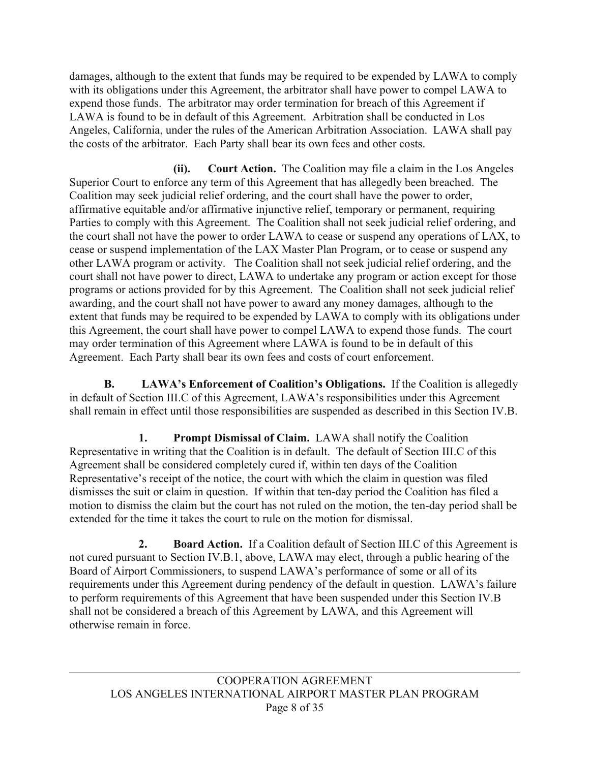damages, although to the extent that funds may be required to be expended by LAWA to comply with its obligations under this Agreement, the arbitrator shall have power to compel LAWA to expend those funds. The arbitrator may order termination for breach of this Agreement if LAWA is found to be in default of this Agreement. Arbitration shall be conducted in Los Angeles, California, under the rules of the American Arbitration Association. LAWA shall pay the costs of the arbitrator. Each Party shall bear its own fees and other costs.

**(ii). Court Action.** The Coalition may file a claim in the Los Angeles Superior Court to enforce any term of this Agreement that has allegedly been breached. The Coalition may seek judicial relief ordering, and the court shall have the power to order, affirmative equitable and/or affirmative injunctive relief, temporary or permanent, requiring Parties to comply with this Agreement. The Coalition shall not seek judicial relief ordering, and the court shall not have the power to order LAWA to cease or suspend any operations of LAX, to cease or suspend implementation of the LAX Master Plan Program, or to cease or suspend any other LAWA program or activity. The Coalition shall not seek judicial relief ordering, and the court shall not have power to direct, LAWA to undertake any program or action except for those programs or actions provided for by this Agreement. The Coalition shall not seek judicial relief awarding, and the court shall not have power to award any money damages, although to the extent that funds may be required to be expended by LAWA to comply with its obligations under this Agreement, the court shall have power to compel LAWA to expend those funds. The court may order termination of this Agreement where LAWA is found to be in default of this Agreement. Each Party shall bear its own fees and costs of court enforcement.

**B. LAWA's Enforcement of Coalition's Obligations.** If the Coalition is allegedly in default of Section III.C of this Agreement, LAWA's responsibilities under this Agreement shall remain in effect until those responsibilities are suspended as described in this Section IV.B.

**1. Prompt Dismissal of Claim.** LAWA shall notify the Coalition Representative in writing that the Coalition is in default. The default of Section III.C of this Agreement shall be considered completely cured if, within ten days of the Coalition Representative's receipt of the notice, the court with which the claim in question was filed dismisses the suit or claim in question. If within that ten-day period the Coalition has filed a motion to dismiss the claim but the court has not ruled on the motion, the ten-day period shall be extended for the time it takes the court to rule on the motion for dismissal.

**2. Board Action.** If a Coalition default of Section III.C of this Agreement is not cured pursuant to Section IV.B.1, above, LAWA may elect, through a public hearing of the Board of Airport Commissioners, to suspend LAWA's performance of some or all of its requirements under this Agreement during pendency of the default in question. LAWA's failure to perform requirements of this Agreement that have been suspended under this Section IV.B shall not be considered a breach of this Agreement by LAWA, and this Agreement will otherwise remain in force.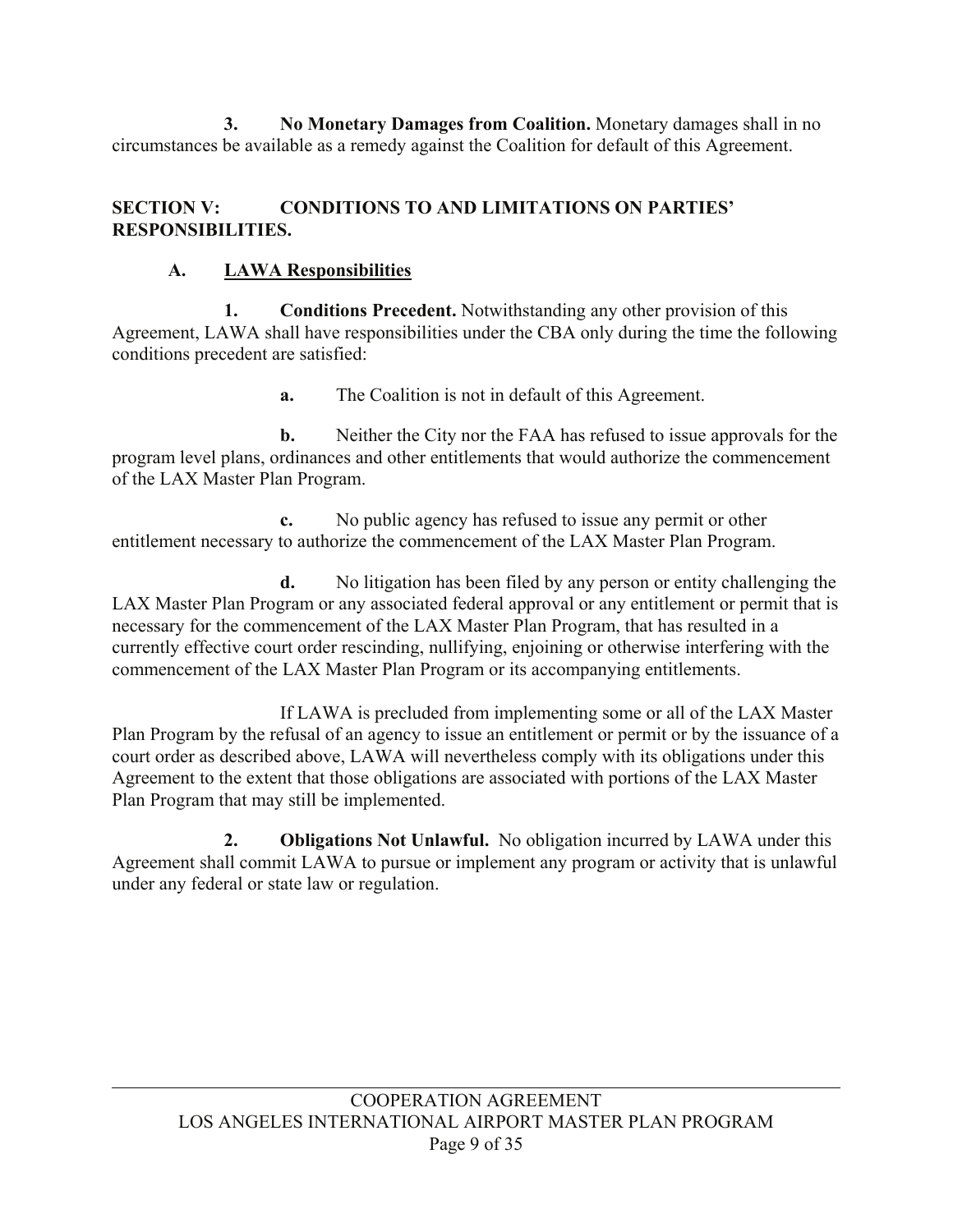**3. No Monetary Damages from Coalition.** Monetary damages shall in no circumstances be available as a remedy against the Coalition for default of this Agreement.

## SECTION V: CONDITIONS TO AND LIMITATIONS ON PARTIES' RESPONSIBILITIES.

### A. <u>LAWA Responsibilities</u>

**1. Conditions Precedent.** Notwithstanding any other provision of this Agreement, LAWA shall have responsibilities under the CBA only during the time the following conditions precedent are satisfied:

**a.** The Coalition is not in default of this Agreement.

**b.** Neither the City nor the FAA has refused to issue approvals for the program level plans, ordinances and other entitlements that would authorize the commencement of the LAX Master Plan Program.

**c.** No public agency has refused to issue any permit or other entitlement necessary to authorize the commencement of the LAX Master Plan Program.

**d.** No litigation has been filed by any person or entity challenging the LAX Master Plan Program or any associated federal approval or any entitlement or permit that is necessary for the commencement of the LAX Master Plan Program, that has resulted in a currently effective court order rescinding, nullifying, enjoining or otherwise interfering with the commencement of the LAX Master Plan Program or its accompanying entitlements.

If LAWA is precluded from implementing some or all of the LAX Master Plan Program by the refusal of an agency to issue an entitlement or permit or by the issuance of a court order as described above, LAWA will nevertheless comply with its obligations under this Agreement to the extent that those obligations are associated with portions of the LAX Master Plan Program that may still be implemented.

**2. Obligations Not Unlawful.** No obligation incurred by LAWA under this Agreement shall commit LAWA to pursue or implement any program or activity that is unlawful under any federal or state law or regulation.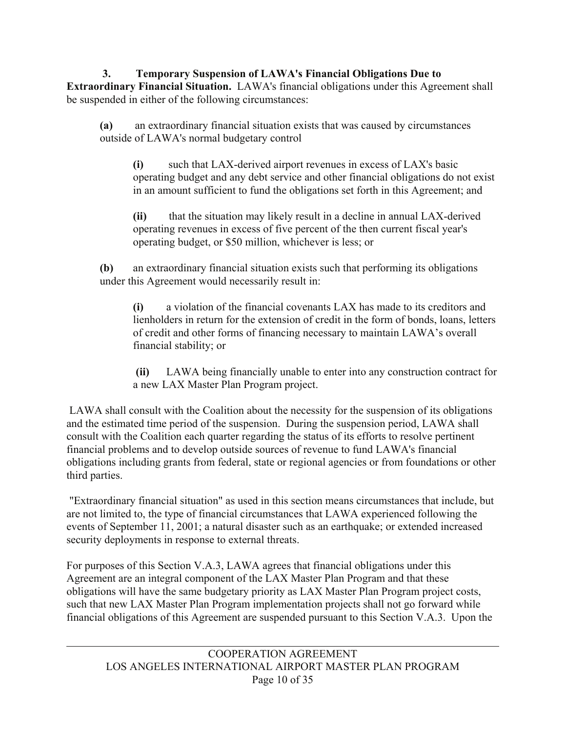**3. Temporary Suspension of LAWA's Financial Obligations Due to Extraordinary Financial Situation.** LAWA's financial obligations under this Agreement shall be suspended in either of the following circumstances:

**(a)** an extraordinary financial situation exists that was caused by circumstances outside of LAWA's normal budgetary control

**(i)** such that LAX-derived airport revenues in excess of LAX's basic operating budget and any debt service and other financial obligations do not exist in an amount sufficient to fund the obligations set forth in this Agreement; and

**(ii)** that the situation may likely result in a decline in annual LAX-derived operating revenues in excess of five percent of the then current fiscal year's operating budget, or $50 million, whichever is less; or

**(b)** an extraordinary financial situation exists such that performing its obligations under this Agreement would necessarily result in:

**(i)** a violation of the financial covenants LAX has made to its creditors and lienholders in return for the extension of credit in the form of bonds, loans, letters of credit and other forms of financing necessary to maintain LAWA's overall financial stability; or

**(ii)** LAWA being financially unable to enter into any construction contract for a new LAX Master Plan Program project.

LAWA shall consult with the Coalition about the necessity for the suspension of its obligations and the estimated time period of the suspension. During the suspension period, LAWA shall consult with the Coalition each quarter regarding the status of its efforts to resolve pertinent financial problems and to develop outside sources of revenue to fund LAWA's financial obligations including grants from federal, state or regional agencies or from foundations or other third parties.

"Extraordinary financial situation" as used in this section means circumstances that include, but are not limited to, the type of financial circumstances that LAWA experienced following the events of September 11, 2001; a natural disaster such as an earthquake; or extended increased security deployments in response to external threats.

For purposes of this Section V.A.3, LAWA agrees that financial obligations under this Agreement are an integral component of the LAX Master Plan Program and that these obligations will have the same budgetary priority as LAX Master Plan Program project costs, such that new LAX Master Plan Program implementation projects shall not go forward while financial obligations of this Agreement are suspended pursuant to this Section V.A.3. Upon the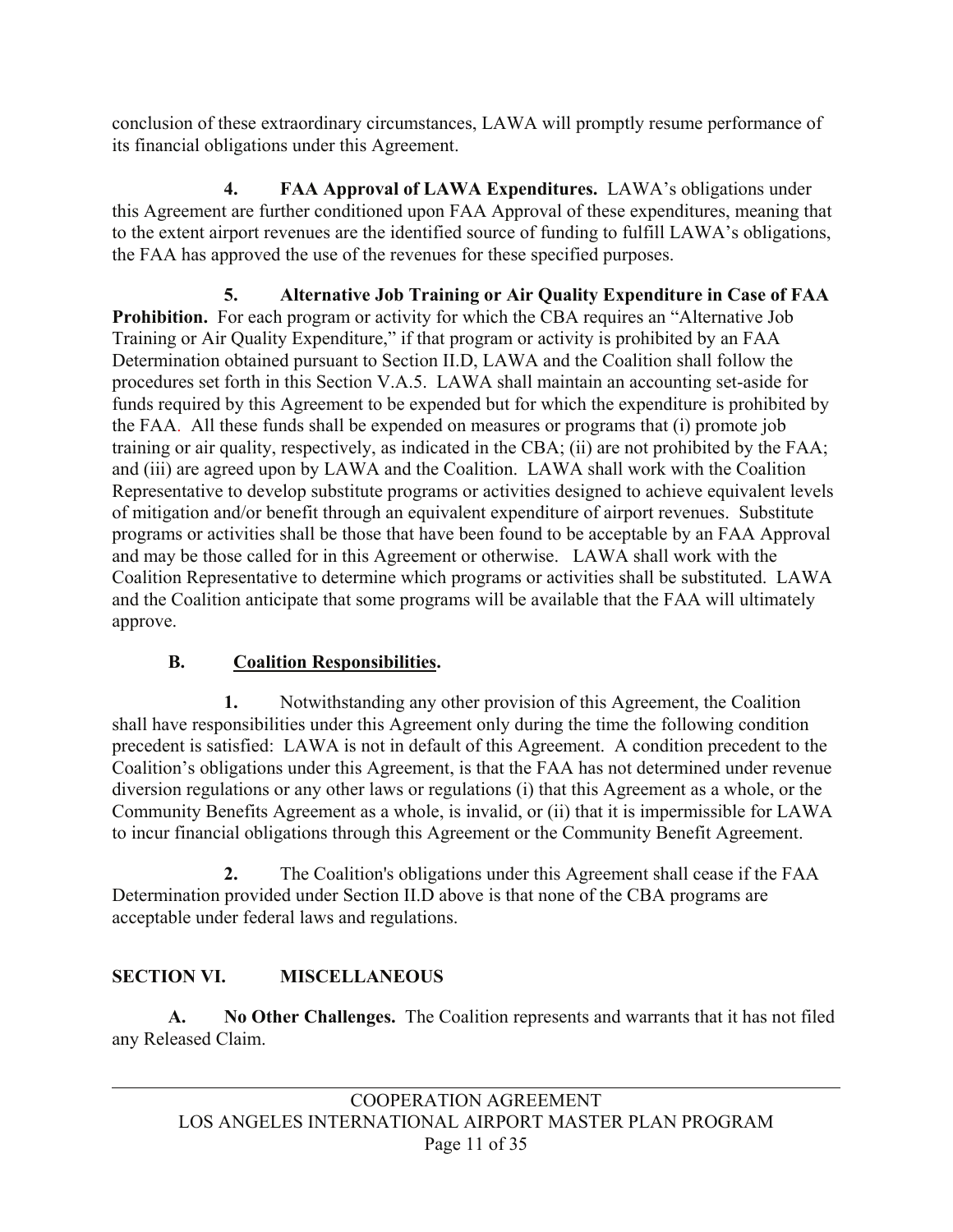conclusion of these extraordinary circumstances, LAWA will promptly resume performance of its financial obligations under this Agreement.

**4. FAA Approval of LAWA Expenditures.** LAWA's obligations under this Agreement are further conditioned upon FAA Approval of these expenditures, meaning that to the extent airport revenues are the identified source of funding to fulfill LAWA's obligations, the FAA has approved the use of the revenues for these specified purposes.

**5. Alternative Job Training or Air Quality Expenditure in Case of FAA Prohibition.** For each program or activity for which the CBA requires an "Alternative Job Training or Air Quality Expenditure," if that program or activity is prohibited by an FAA Determination obtained pursuant to Section II.D, LAWA and the Coalition shall follow the procedures set forth in this Section V.A.5. LAWA shall maintain an accounting set-aside for funds required by this Agreement to be expended but for which the expenditure is prohibited by the FAA. All these funds shall be expended on measures or programs that (i) promote job training or air quality, respectively, as indicated in the CBA; (ii) are not prohibited by the FAA; and (iii) are agreed upon by LAWA and the Coalition. LAWA shall work with the Coalition Representative to develop substitute programs or activities designed to achieve equivalent levels of mitigation and/or benefit through an equivalent expenditure of airport revenues. Substitute programs or activities shall be those that have been found to be acceptable by an FAA Approval and may be those called for in this Agreement or otherwise. LAWA shall work with the Coalition Representative to determine which programs or activities shall be substituted. LAWA and the Coalition anticipate that some programs will be available that the FAA will ultimately approve.

### B. <u>Coalition Responsibilities</u>.

**1.** Notwithstanding any other provision of this Agreement, the Coalition shall have responsibilities under this Agreement only during the time the following condition precedent is satisfied: LAWA is not in default of this Agreement. A condition precedent to the Coalition's obligations under this Agreement, is that the FAA has not determined under revenue diversion regulations or any other laws or regulations (i) that this Agreement as a whole, or the Community Benefits Agreement as a whole, is invalid, or (ii) that it is impermissible for LAWA to incur financial obligations through this Agreement or the Community Benefit Agreement.

**2.** The Coalition's obligations under this Agreement shall cease if the FAA Determination provided under Section II.D above is that none of the CBA programs are acceptable under federal laws and regulations.

## SECTION VI. MISCELLANEOUS

**A. No Other Challenges.** The Coalition represents and warrants that it has not filed any Released Claim.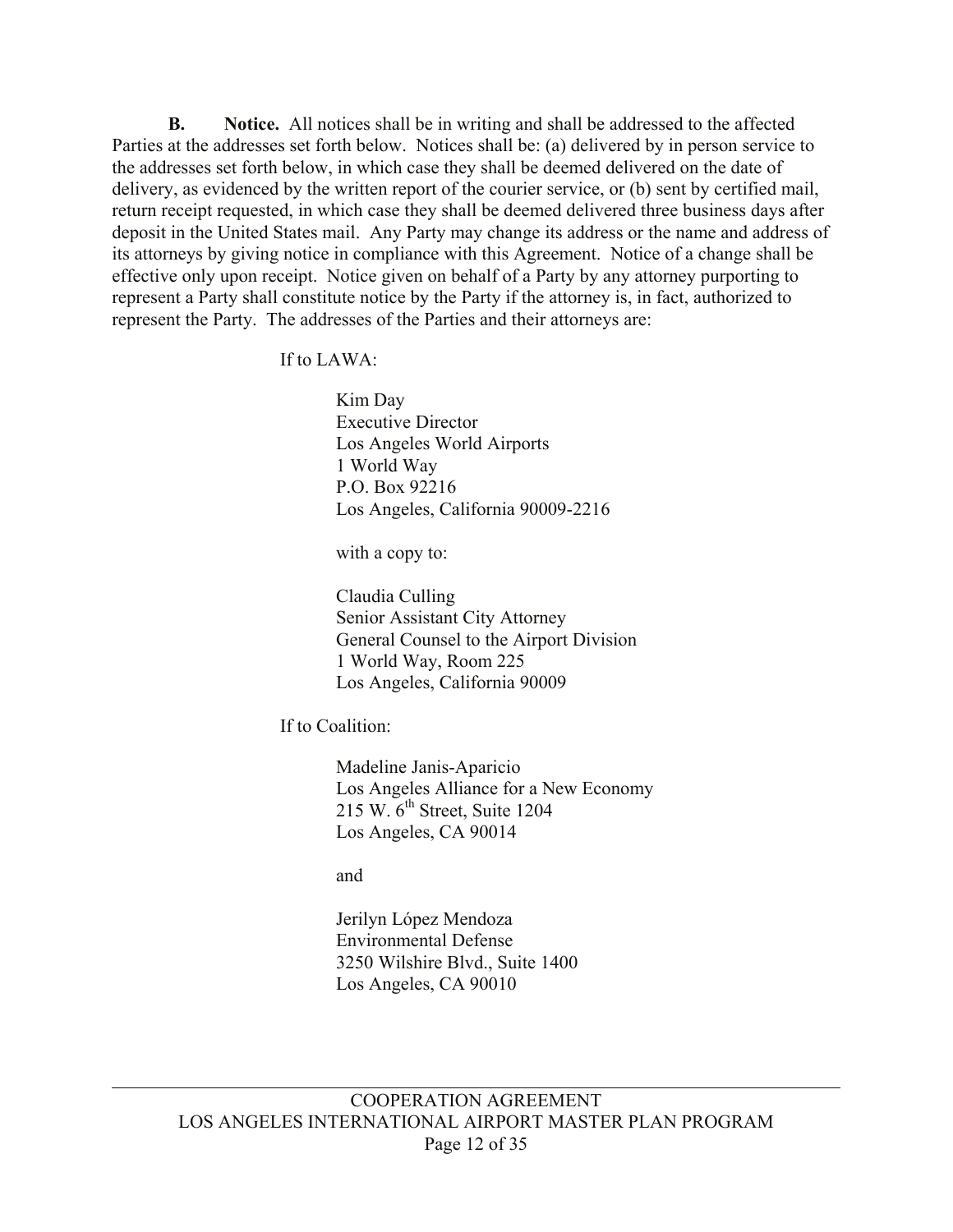**B. Notice.** All notices shall be in writing and shall be addressed to the affected Parties at the addresses set forth below. Notices shall be: (a) delivered by in person service to the addresses set forth below, in which case they shall be deemed delivered on the date of delivery, as evidenced by the written report of the courier service, or (b) sent by certified mail, return receipt requested, in which case they shall be deemed delivered three business days after deposit in the United States mail. Any Party may change its address or the name and address of its attorneys by giving notice in compliance with this Agreement. Notice of a change shall be effective only upon receipt. Notice given on behalf of a Party by any attorney purporting to represent a Party shall constitute notice by the Party if the attorney is, in fact, authorized to represent the Party. The addresses of the Parties and their attorneys are:

If to LAWA:

Kim Day
Executive Director
Los Angeles World Airports
1 World Way
P.O. Box 92216
Los Angeles, California 90009-2216

with a copy to:

Claudia Culling
Senior Assistant City Attorney
General Counsel to the Airport Division
1 World Way, Room 225
Los Angeles, California 90009

If to Coalition:

Madeline Janis-Aparicio
Los Angeles Alliance for a New Economy
215 W. 6th Street, Suite 1204
Los Angeles, CA 90014

and

Jerilyn López Mendoza
Environmental Defense
3250 Wilshire Blvd., Suite 1400
Los Angeles, CA 90010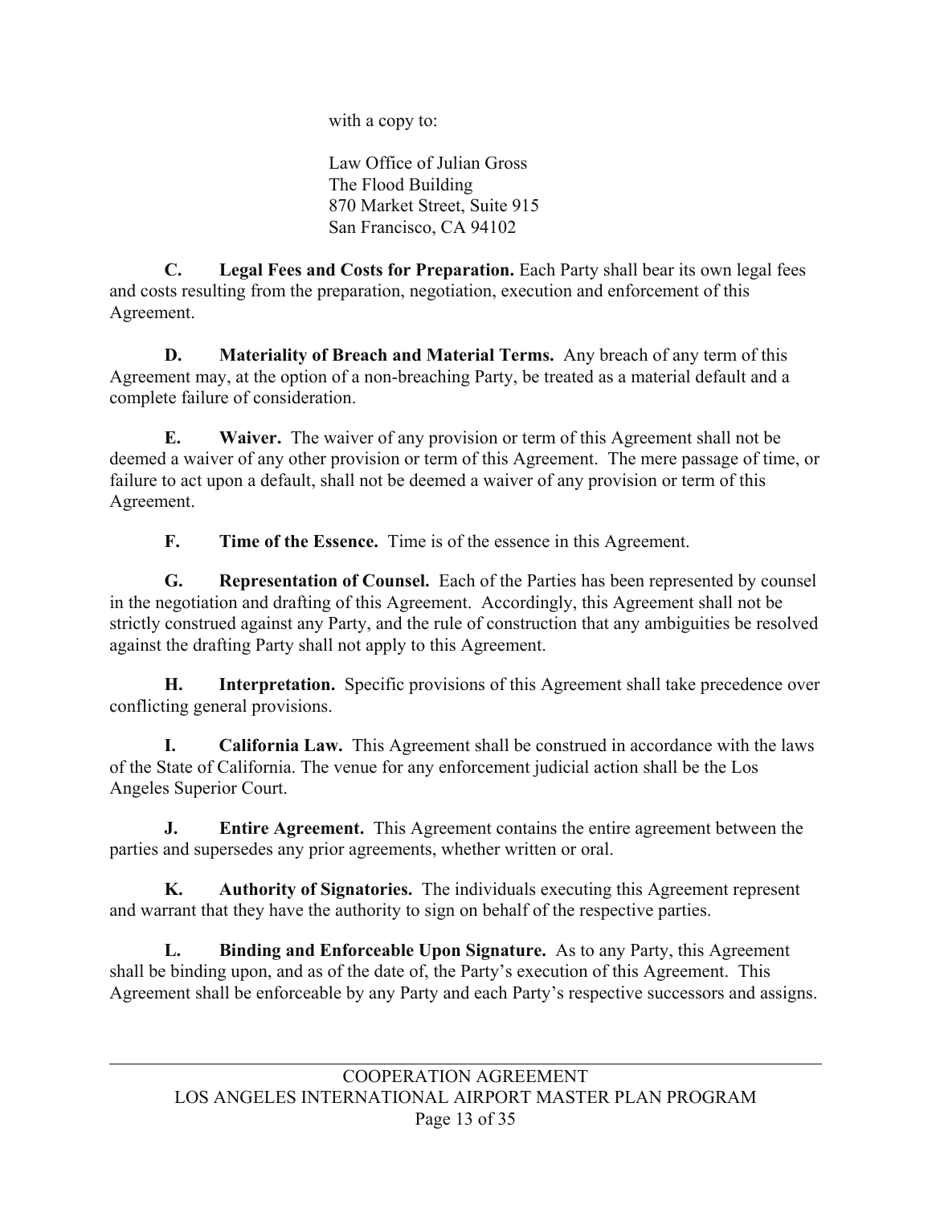with a copy to:

Law Office of Julian Gross
The Flood Building
870 Market Street, Suite 915
San Francisco, CA 94102

**C. Legal Fees and Costs for Preparation.** Each Party shall bear its own legal fees and costs resulting from the preparation, negotiation, execution and enforcement of this Agreement.

**D. Materiality of Breach and Material Terms.** Any breach of any term of this Agreement may, at the option of a non-breaching Party, be treated as a material default and a complete failure of consideration.

**E. Waiver.** The waiver of any provision or term of this Agreement shall not be deemed a waiver of any other provision or term of this Agreement. The mere passage of time, or failure to act upon a default, shall not be deemed a waiver of any provision or term of this Agreement.

**F. Time of the Essence.** Time is of the essence in this Agreement.

**G. Representation of Counsel.** Each of the Parties has been represented by counsel in the negotiation and drafting of this Agreement. Accordingly, this Agreement shall not be strictly construed against any Party, and the rule of construction that any ambiguities be resolved against the drafting Party shall not apply to this Agreement.

**H. Interpretation.** Specific provisions of this Agreement shall take precedence over conflicting general provisions.

**I. California Law.** This Agreement shall be construed in accordance with the laws of the State of California. The venue for any enforcement judicial action shall be the Los Angeles Superior Court.

**J. Entire Agreement.** This Agreement contains the entire agreement between the parties and supersedes any prior agreements, whether written or oral.

**K. Authority of Signatories.** The individuals executing this Agreement represent and warrant that they have the authority to sign on behalf of the respective parties.

**L. Binding and Enforceable Upon Signature.** As to any Party, this Agreement shall be binding upon, and as of the date of, the Party's execution of this Agreement. This Agreement shall be enforceable by any Party and each Party's respective successors and assigns.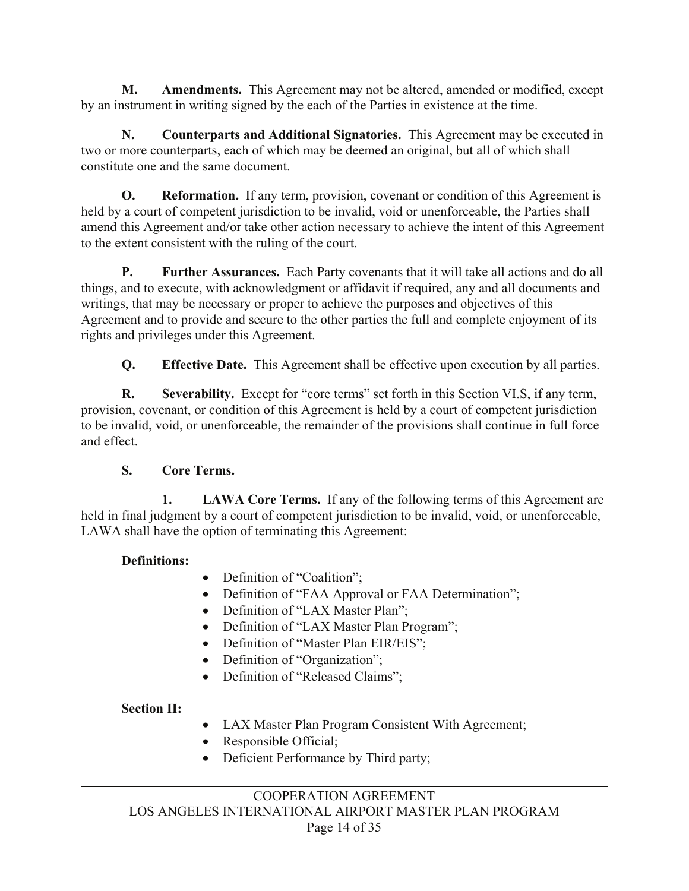**M. Amendments.** This Agreement may not be altered, amended or modified, except by an instrument in writing signed by the each of the Parties in existence at the time.

**N. Counterparts and Additional Signatories.** This Agreement may be executed in two or more counterparts, each of which may be deemed an original, but all of which shall constitute one and the same document.

**O. Reformation.** If any term, provision, covenant or condition of this Agreement is held by a court of competent jurisdiction to be invalid, void or unenforceable, the Parties shall amend this Agreement and/or take other action necessary to achieve the intent of this Agreement to the extent consistent with the ruling of the court.

**P. Further Assurances.** Each Party covenants that it will take all actions and do all things, and to execute, with acknowledgment or affidavit if required, any and all documents and writings, that may be necessary or proper to achieve the purposes and objectives of this Agreement and to provide and secure to the other parties the full and complete enjoyment of its rights and privileges under this Agreement.

**Q. Effective Date.** This Agreement shall be effective upon execution by all parties.

**R. Severability.** Except for "core terms" set forth in this Section VI.S, if any term, provision, covenant, or condition of this Agreement is held by a court of competent jurisdiction to be invalid, void, or unenforceable, the remainder of the provisions shall continue in full force and effect.

**S. Core Terms.**

**1. LAWA Core Terms.** If any of the following terms of this Agreement are held in final judgment by a court of competent jurisdiction to be invalid, void, or unenforceable, LAWA shall have the option of terminating this Agreement:

**Definitions:**

- Definition of "Coalition";
- Definition of "FAA Approval or FAA Determination";
- Definition of "LAX Master Plan";
- Definition of "LAX Master Plan Program";
- Definition of "Master Plan EIR/EIS";
- Definition of "Organization";
- Definition of "Released Claims";

**Section II:**

- LAX Master Plan Program Consistent With Agreement;
- Responsible Official;
- Deficient Performance by Third party;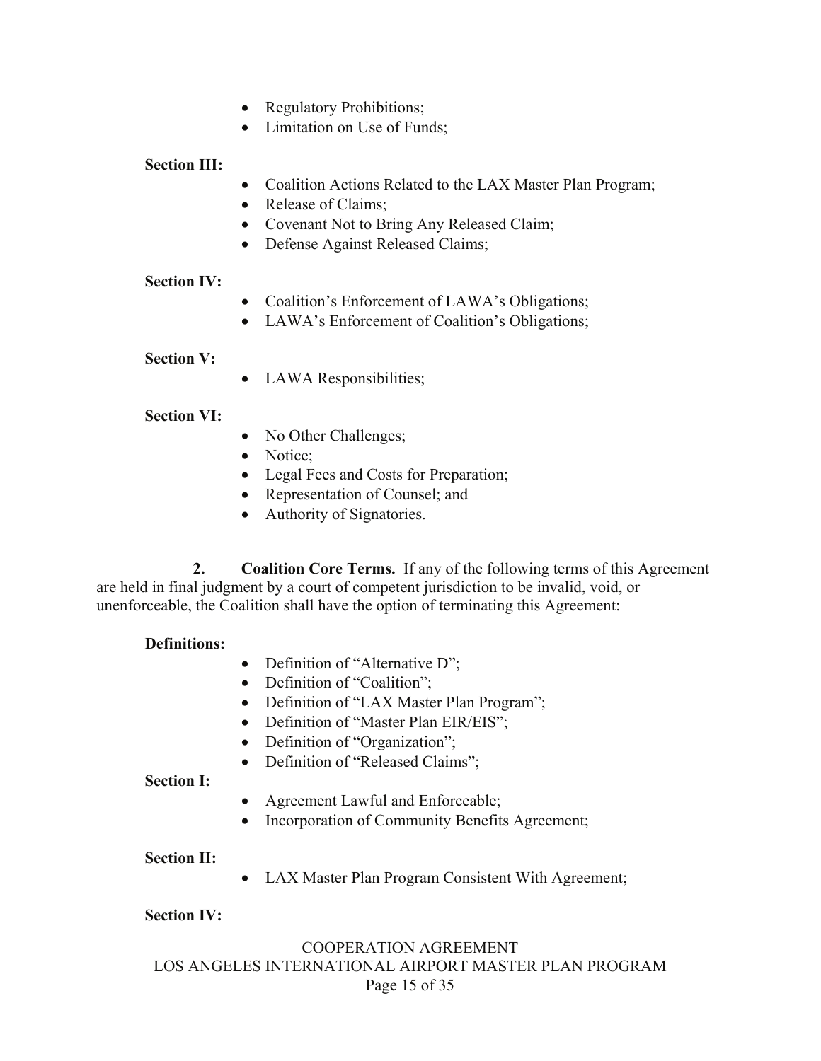- Regulatory Prohibitions;
- Limitation on Use of Funds;

**Section III:**

- Coalition Actions Related to the LAX Master Plan Program;
- Release of Claims;
- Covenant Not to Bring Any Released Claim;
- Defense Against Released Claims;

**Section IV:**

- Coalition's Enforcement of LAWA's Obligations;
- LAWA's Enforcement of Coalition's Obligations;

**Section V:**

- LAWA Responsibilities;

**Section VI:**

- No Other Challenges;
- Notice;
- Legal Fees and Costs for Preparation;
- Representation of Counsel; and
- Authority of Signatories.

**2. Coalition Core Terms.** If any of the following terms of this Agreement are held in final judgment by a court of competent jurisdiction to be invalid, void, or unenforceable, the Coalition shall have the option of terminating this Agreement:

**Definitions:**

- Definition of "Alternative D";
- Definition of "Coalition";
- Definition of "LAX Master Plan Program";
- Definition of "Master Plan EIR/EIS";
- Definition of "Organization";
- Definition of "Released Claims";

**Section I:**

- Agreement Lawful and Enforceable;
- Incorporation of Community Benefits Agreement;

**Section II:**

- LAX Master Plan Program Consistent With Agreement;

**Section IV:**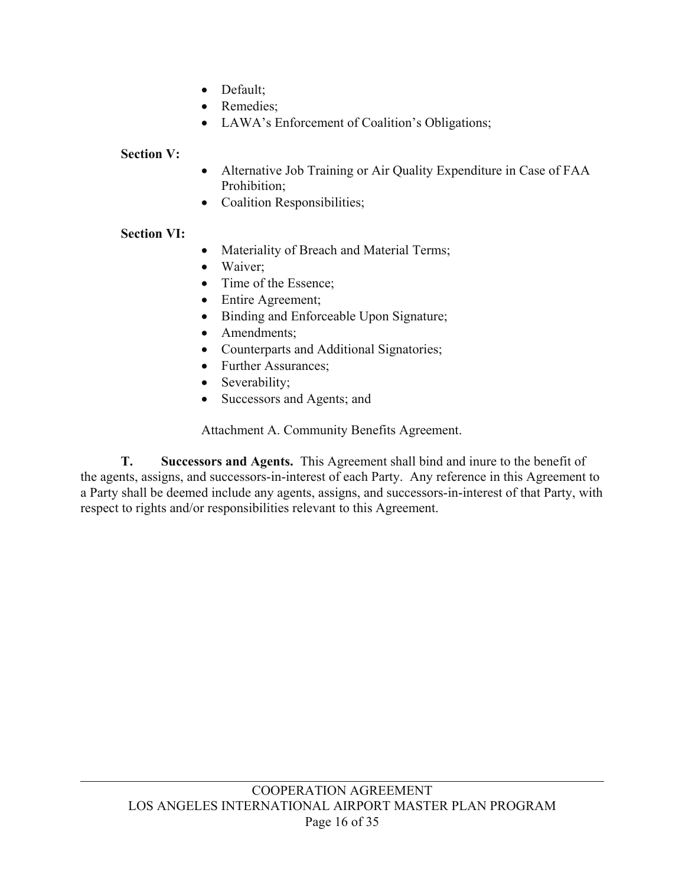- Default;
- Remedies;
- LAWA's Enforcement of Coalition's Obligations;

**Section V:**

- Alternative Job Training or Air Quality Expenditure in Case of FAA Prohibition;
- Coalition Responsibilities;

**Section VI:**

- Materiality of Breach and Material Terms;
- Waiver;
- Time of the Essence;
- Entire Agreement;
- Binding and Enforceable Upon Signature;
- Amendments;
- Counterparts and Additional Signatories;
- Further Assurances;
- Severability;
- Successors and Agents; and

Attachment A. Community Benefits Agreement.

**T. Successors and Agents.** This Agreement shall bind and inure to the benefit of the agents, assigns, and successors-in-interest of each Party. Any reference in this Agreement to a Party shall be deemed include any agents, assigns, and successors-in-interest of that Party, with respect to rights and/or responsibilities relevant to this Agreement.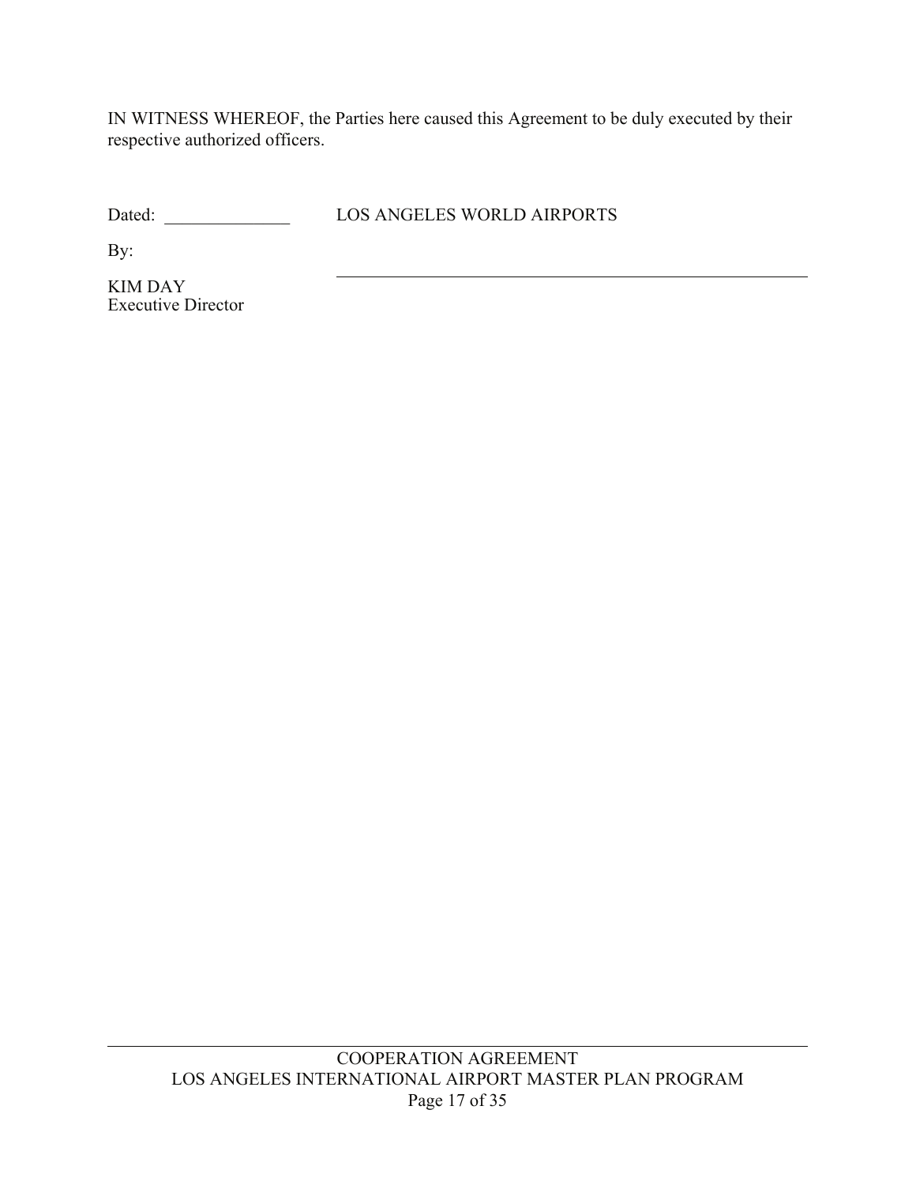IN WITNESS WHEREOF, the Parties here caused this Agreement to be duly executed by their respective authorized officers.

Dated: ______________ LOS ANGELES WORLD AIRPORTS

By: ______________________________________________

KIM DAY
Executive Director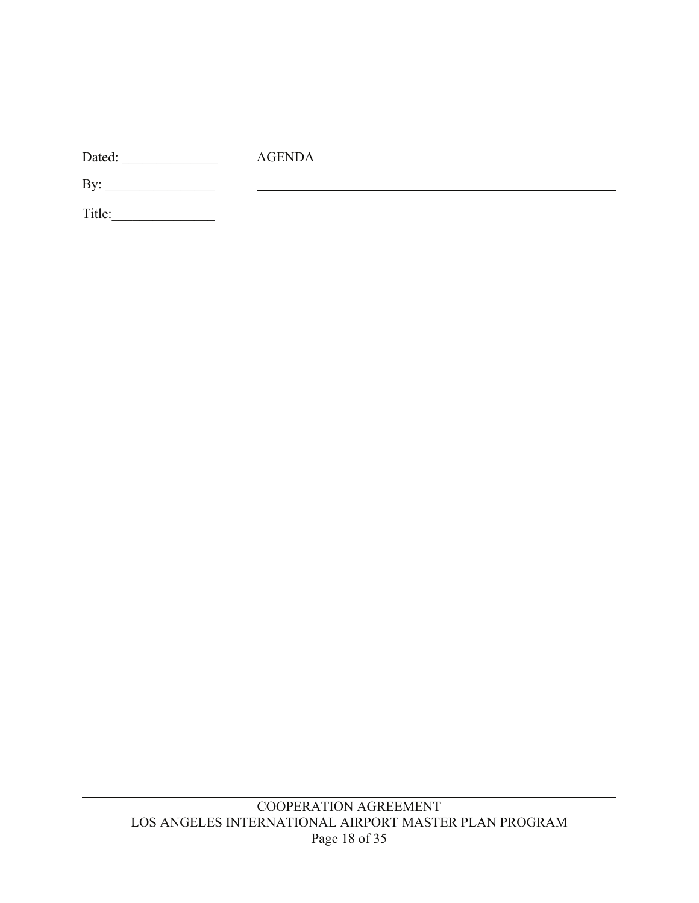| | |
|---|---|
| Dated: ______________ | AGENDA |
| By: ________________ | ________________________________________________________ |
| Title:_______________ | |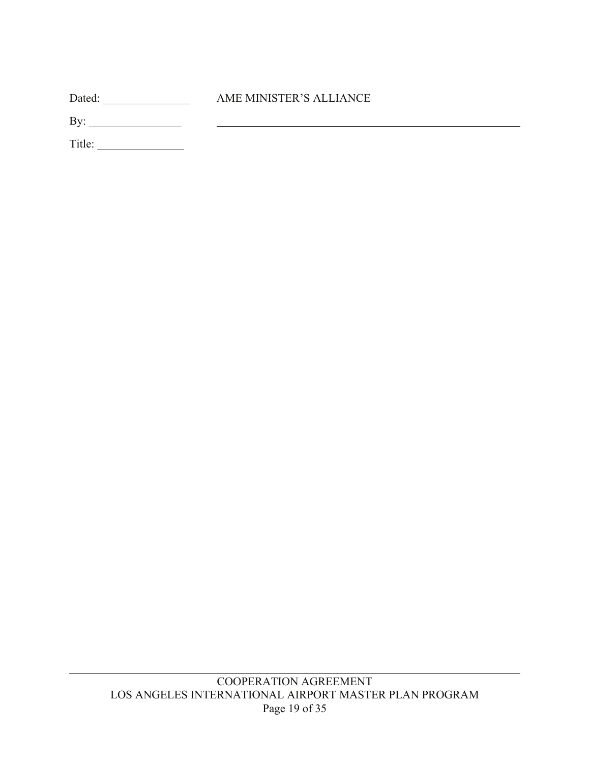Dated: _______________ AME MINISTER'S ALLIANCE

By: ________________ _________________________________________________________

Title: _______________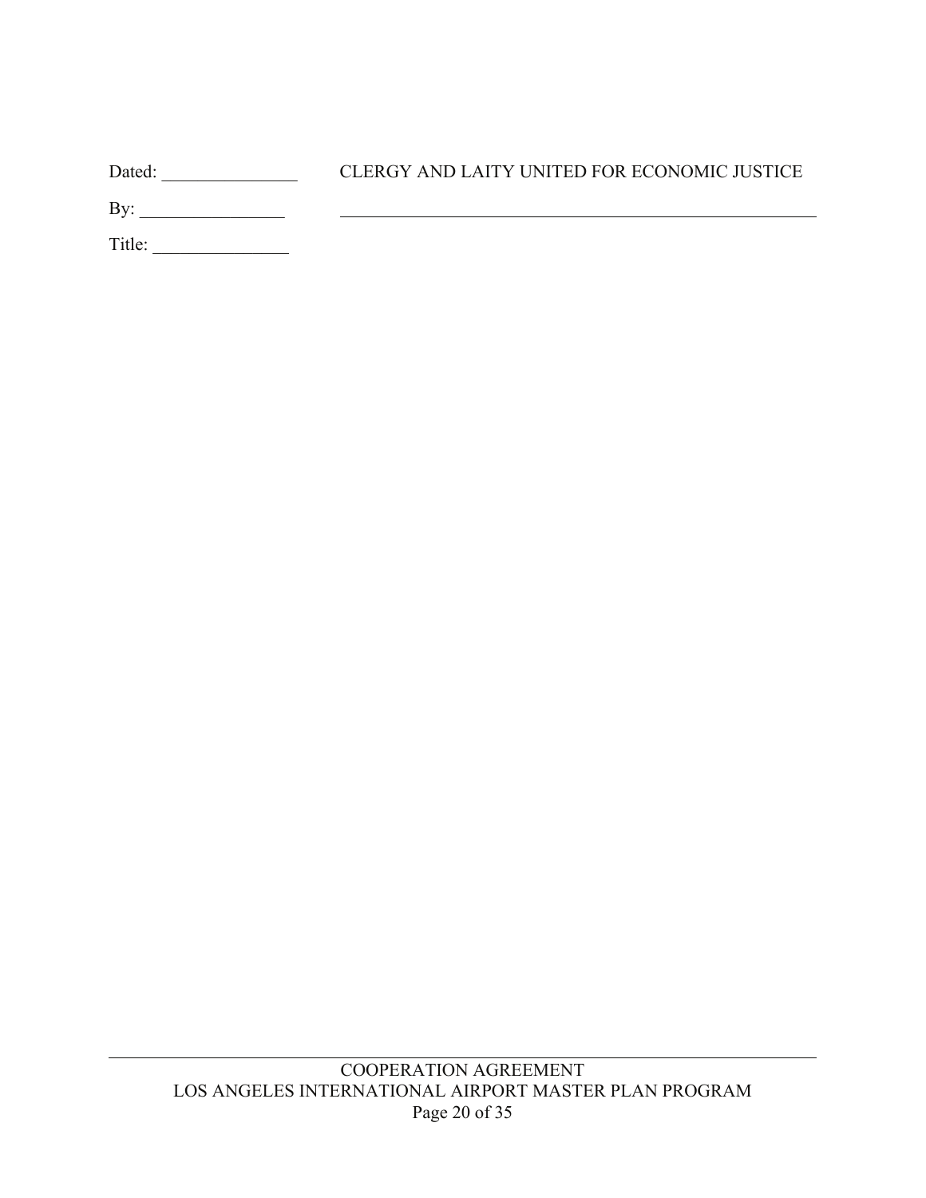Dated: _______________ CLERGY AND LAITY UNITED FOR ECONOMIC JUSTICE

By: ________________ ________________________________________________________

Title: _______________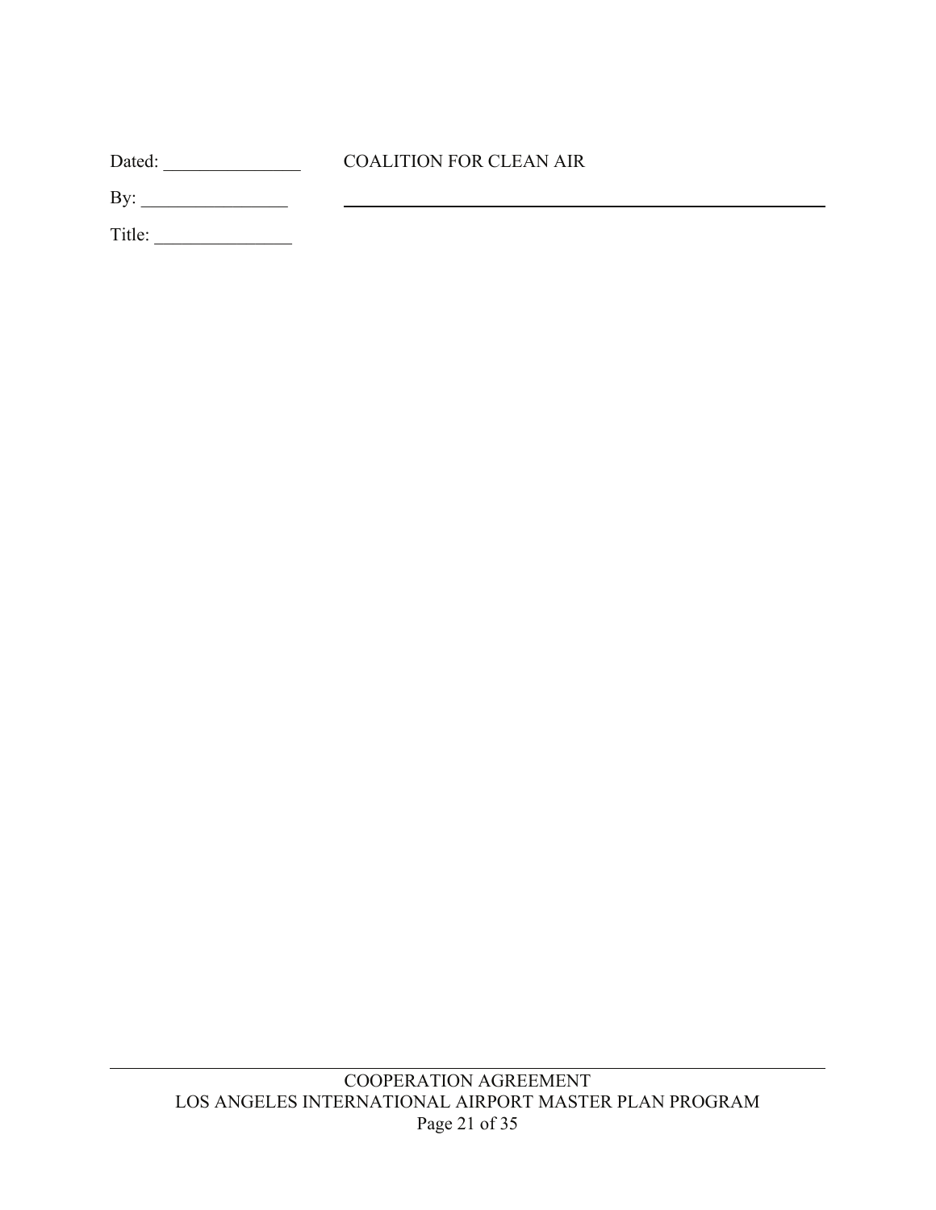Dated: _______________ COALITION FOR CLEAN AIR

By: ________________ ________________________________________

Title: _______________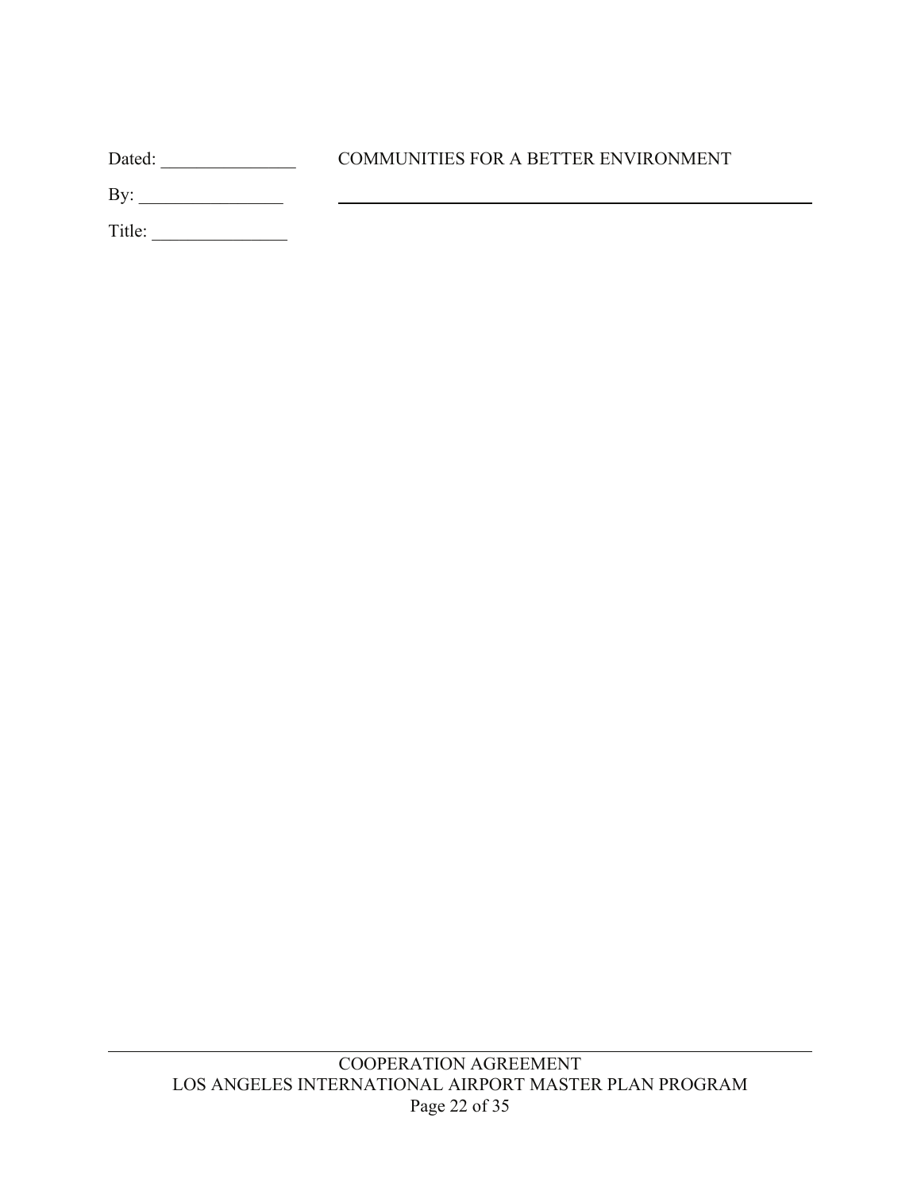Dated: _______________ COMMUNITIES FOR A BETTER ENVIRONMENT

By: ________________ ________________________________________________

Title: _______________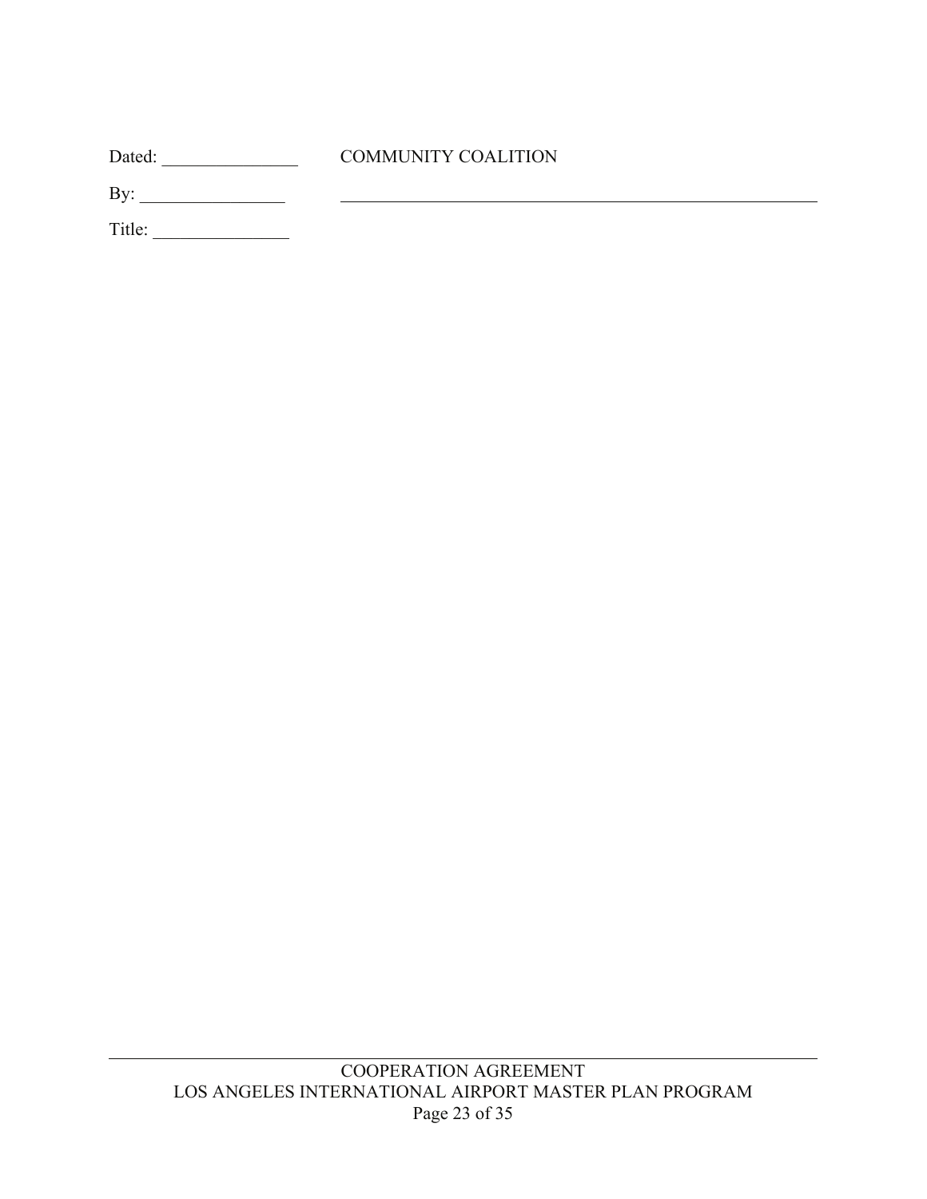Dated: _______________ COMMUNITY COALITION

By: ________________ ____________________________________________________

Title: _______________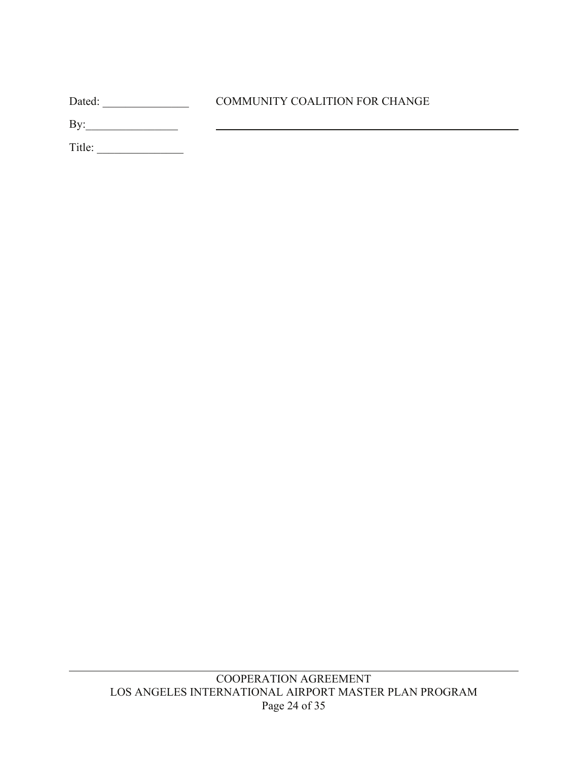Dated: _______________ COMMUNITY COALITION FOR CHANGE

By:________________ _______________________________________________

Title: _______________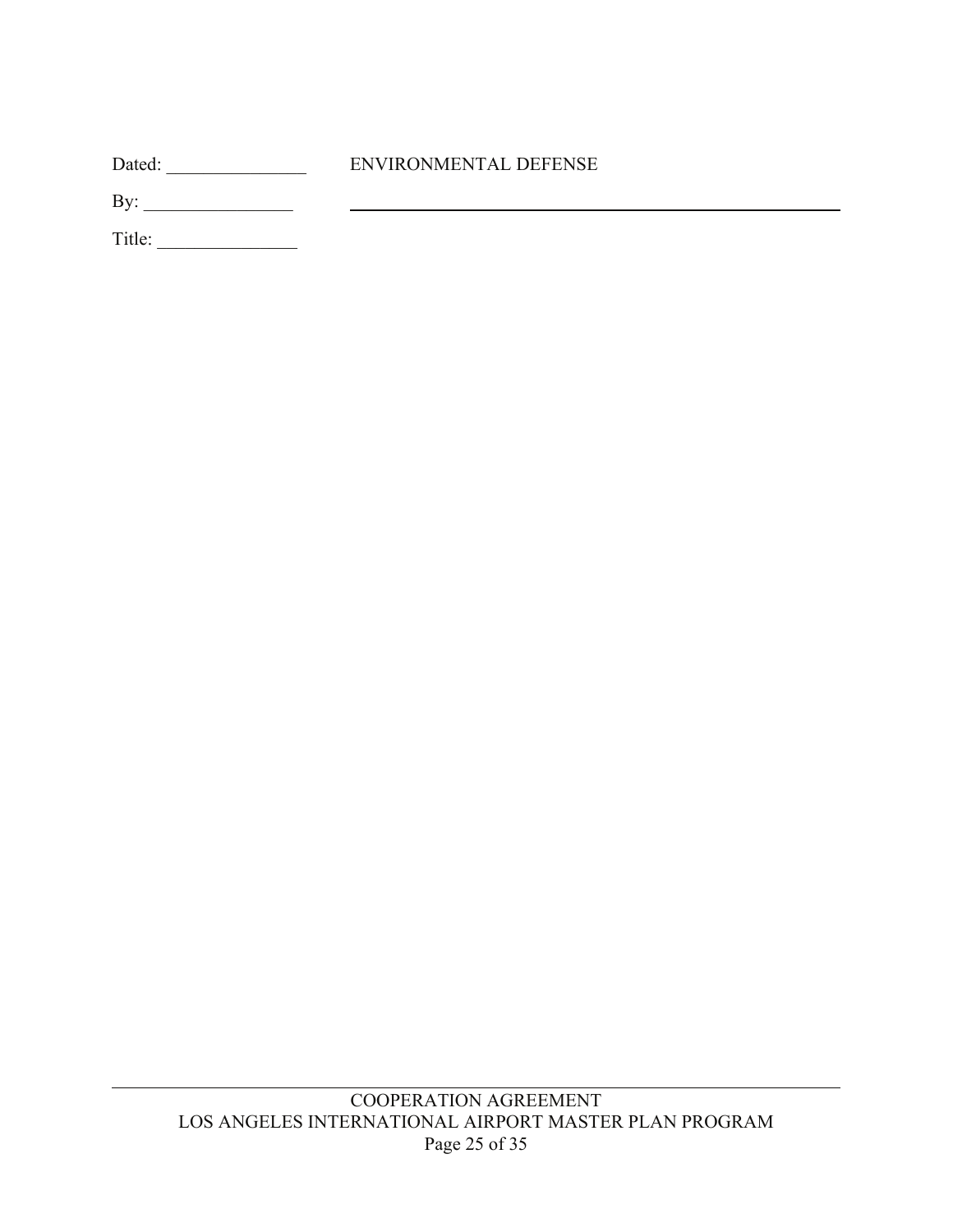Dated: _______________ ENVIRONMENTAL DEFENSE

By: ________________ ____________________________________________

Title: _______________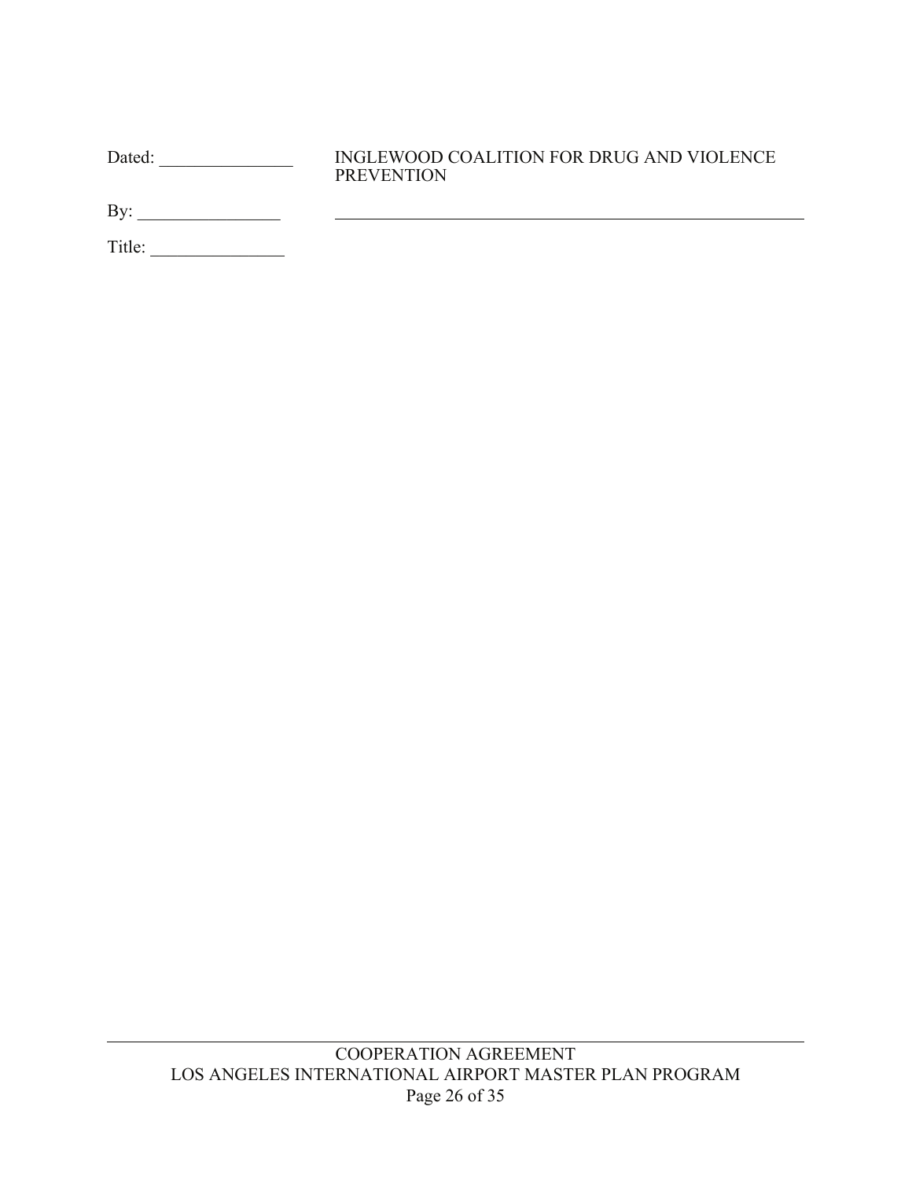Dated: _______________ INGLEWOOD COALITION FOR DRUG AND VIOLENCE PREVENTION

By: ________________ ________________________________________________________

Title: _______________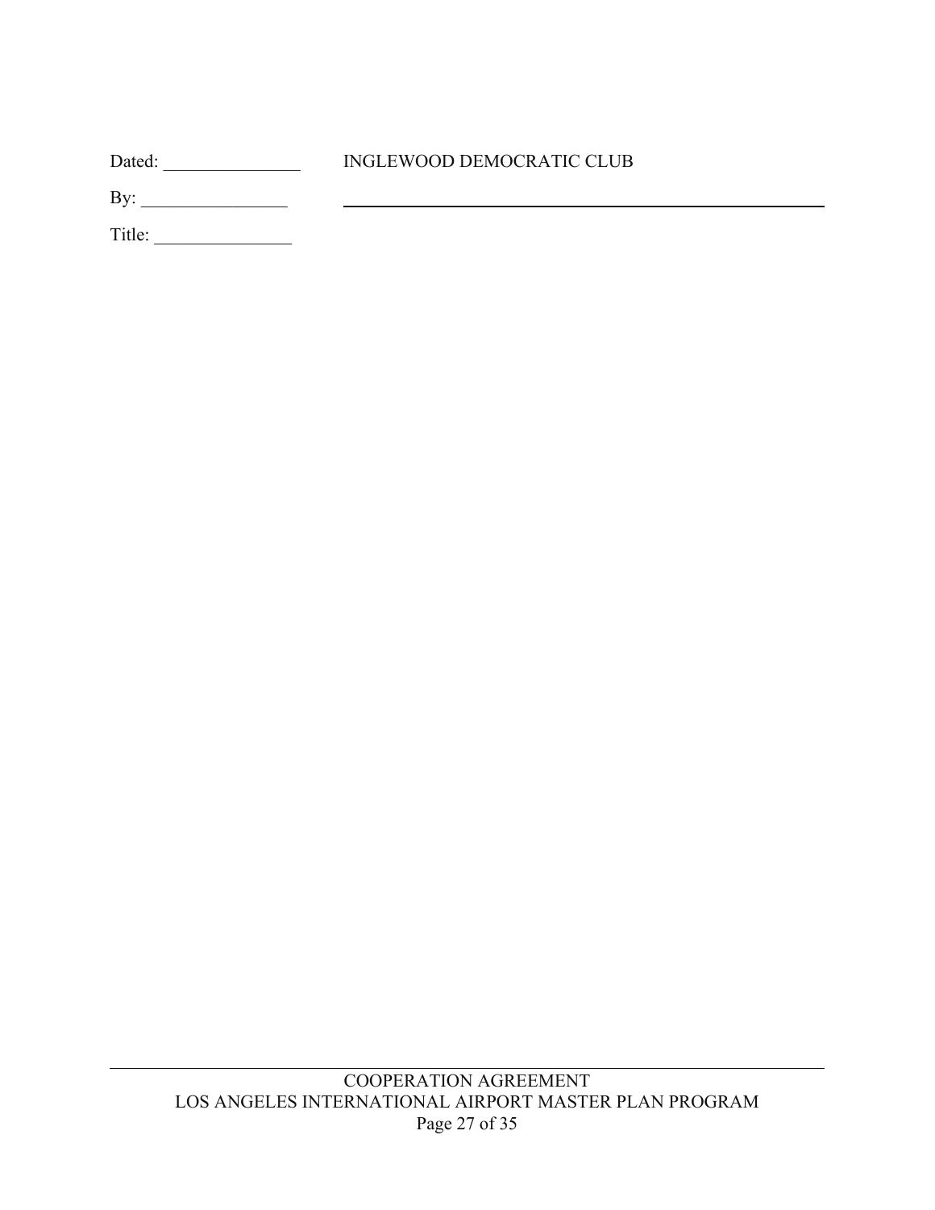Dated: _______________ INGLEWOOD DEMOCRATIC CLUB

By: ________________ ____________________________________________

Title: _______________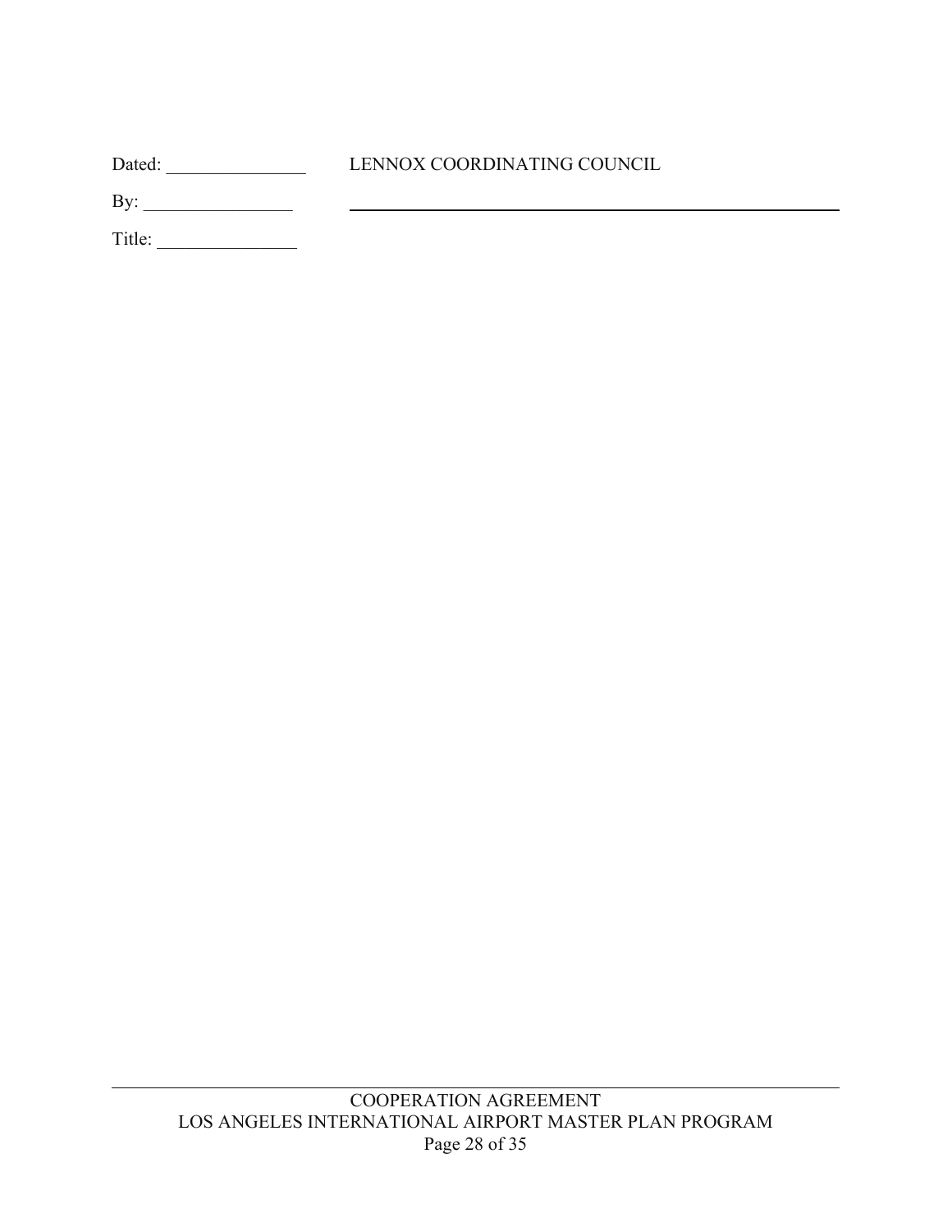Dated: _______________ LENNOX COORDINATING COUNCIL

By: ________________ _______________________________________________

Title: _______________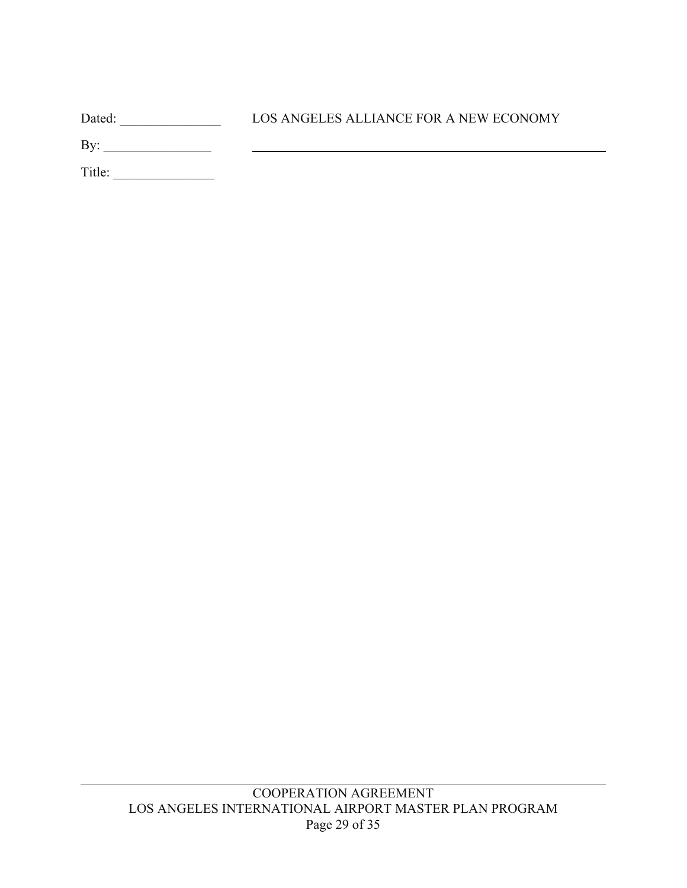Dated: _______________ LOS ANGELES ALLIANCE FOR A NEW ECONOMY

By: ________________ ____________________________________________

Title: _______________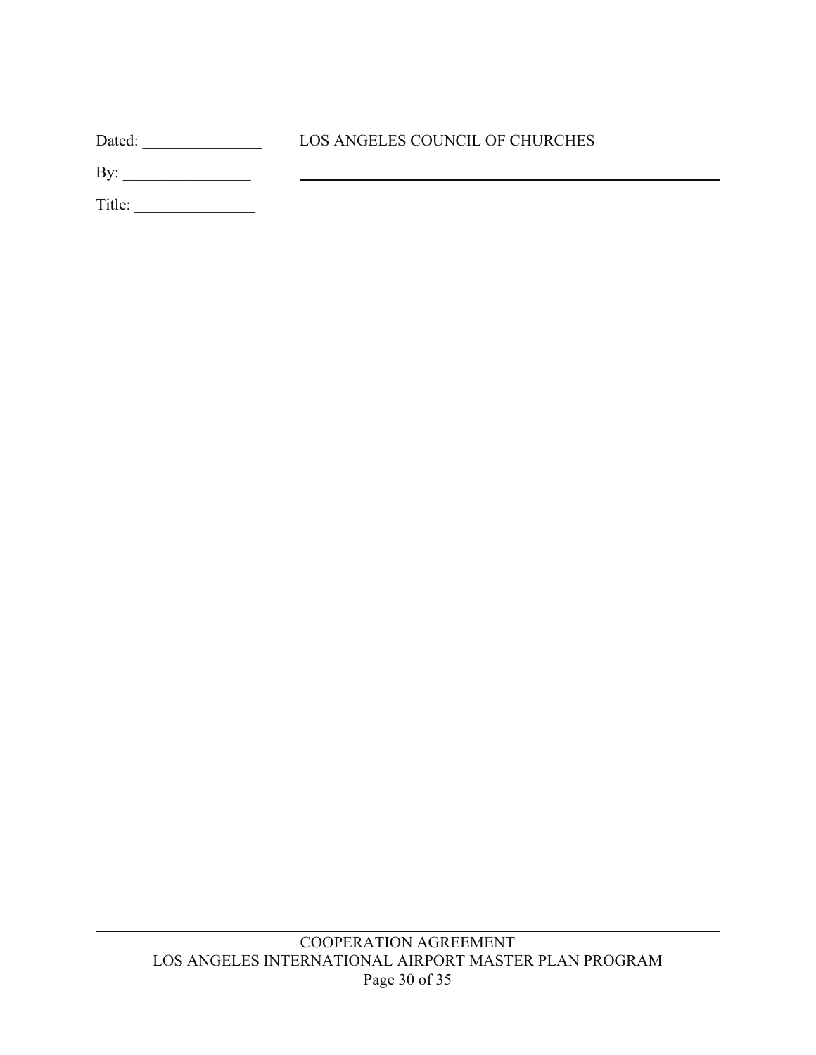Dated: _______________ LOS ANGELES COUNCIL OF CHURCHES

By: ________________ ____________________________________________

Title: _______________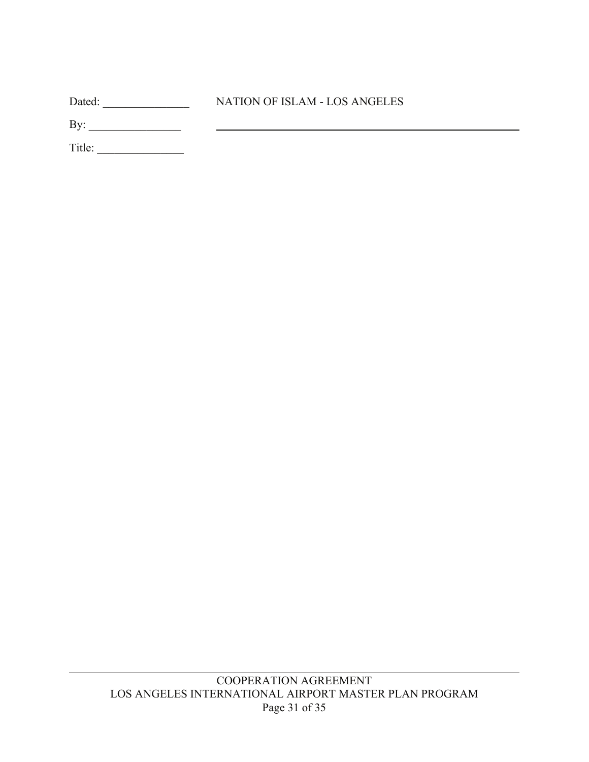Dated: _______________ NATION OF ISLAM - LOS ANGELES

By: ________________ ________________________________________

Title: _______________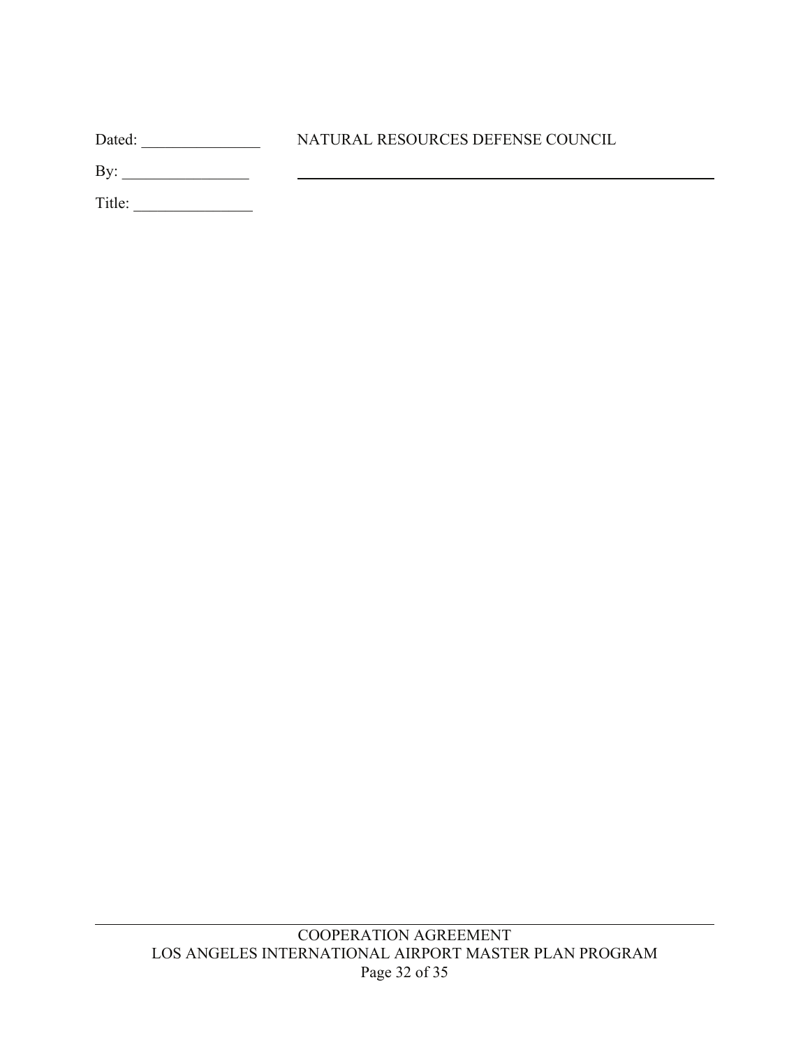Dated: _______________ NATURAL RESOURCES DEFENSE COUNCIL

By: ________________ ____________________________________________

Title: _______________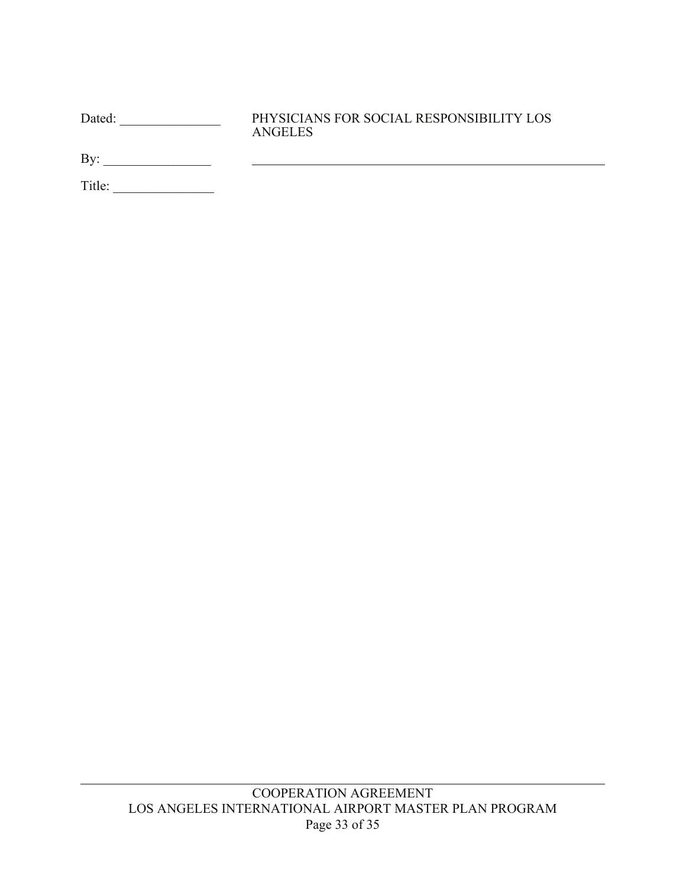Dated: _______________ PHYSICIANS FOR SOCIAL RESPONSIBILITY LOS ANGELES

By: ________________ ________________________________________________________

Title: _______________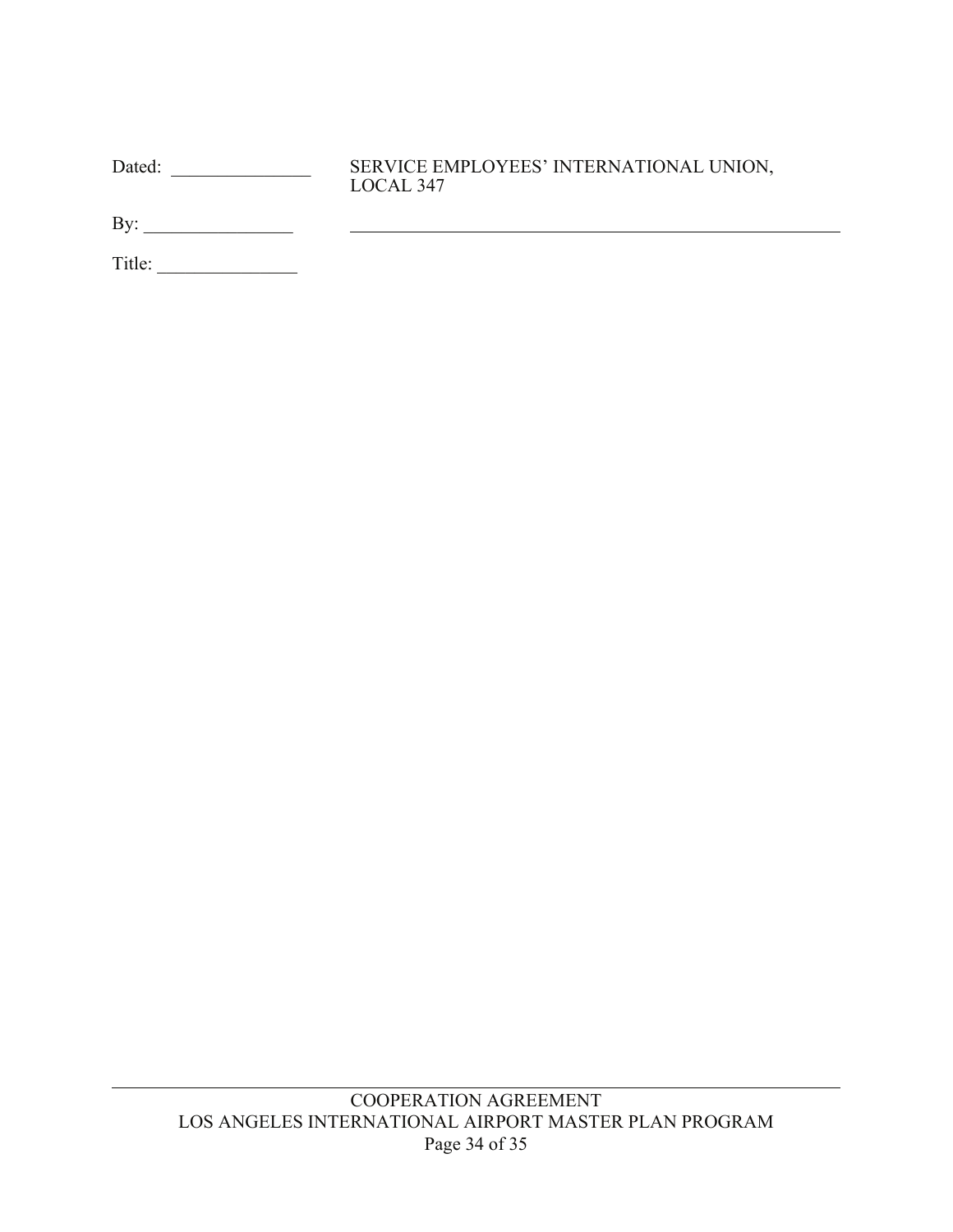Dated: _______________ SERVICE EMPLOYEES' INTERNATIONAL UNION, LOCAL 347

By: ________________ ________________________________________________________

Title: _______________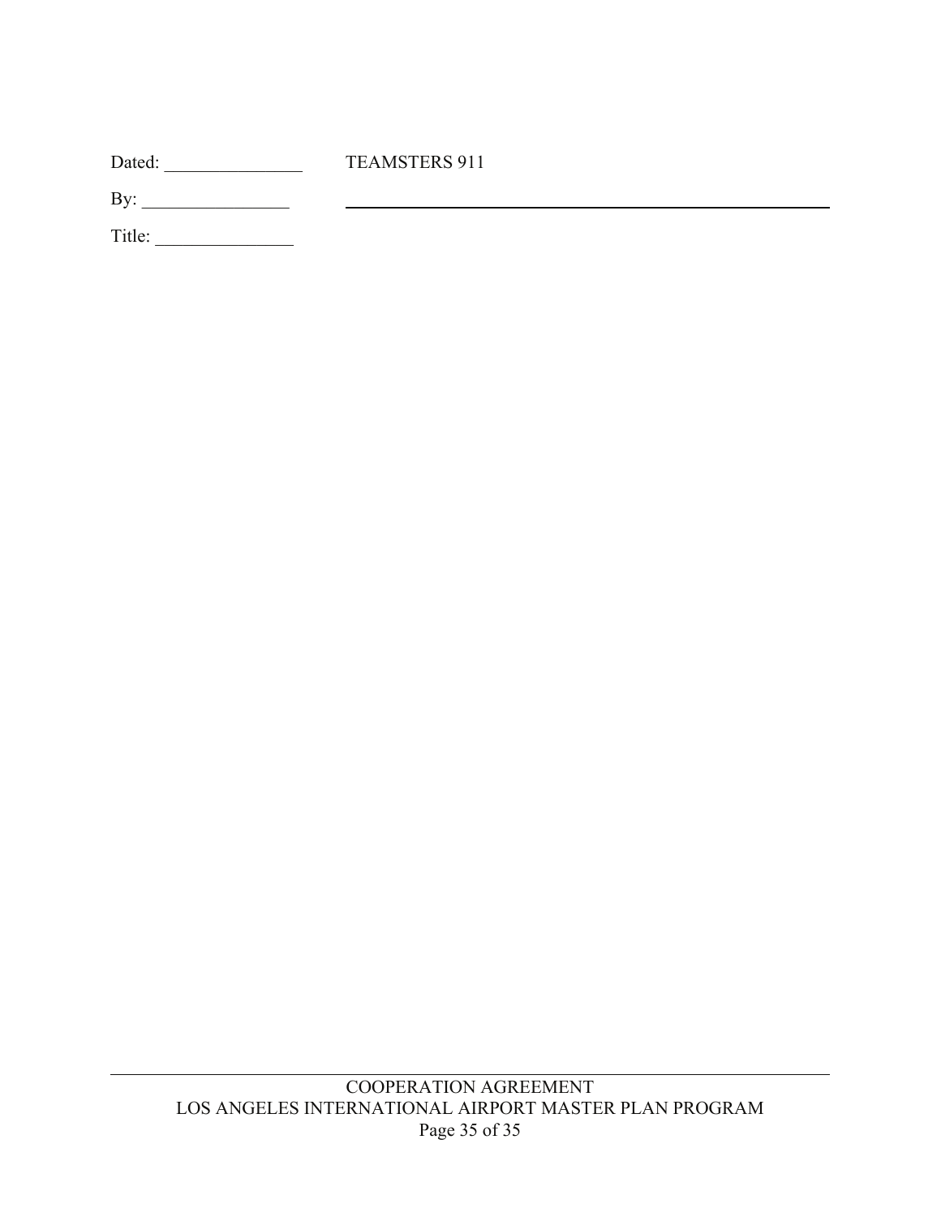Dated: _______________ TEAMSTERS 911

By: ________________ ____________________________________________

Title: _______________